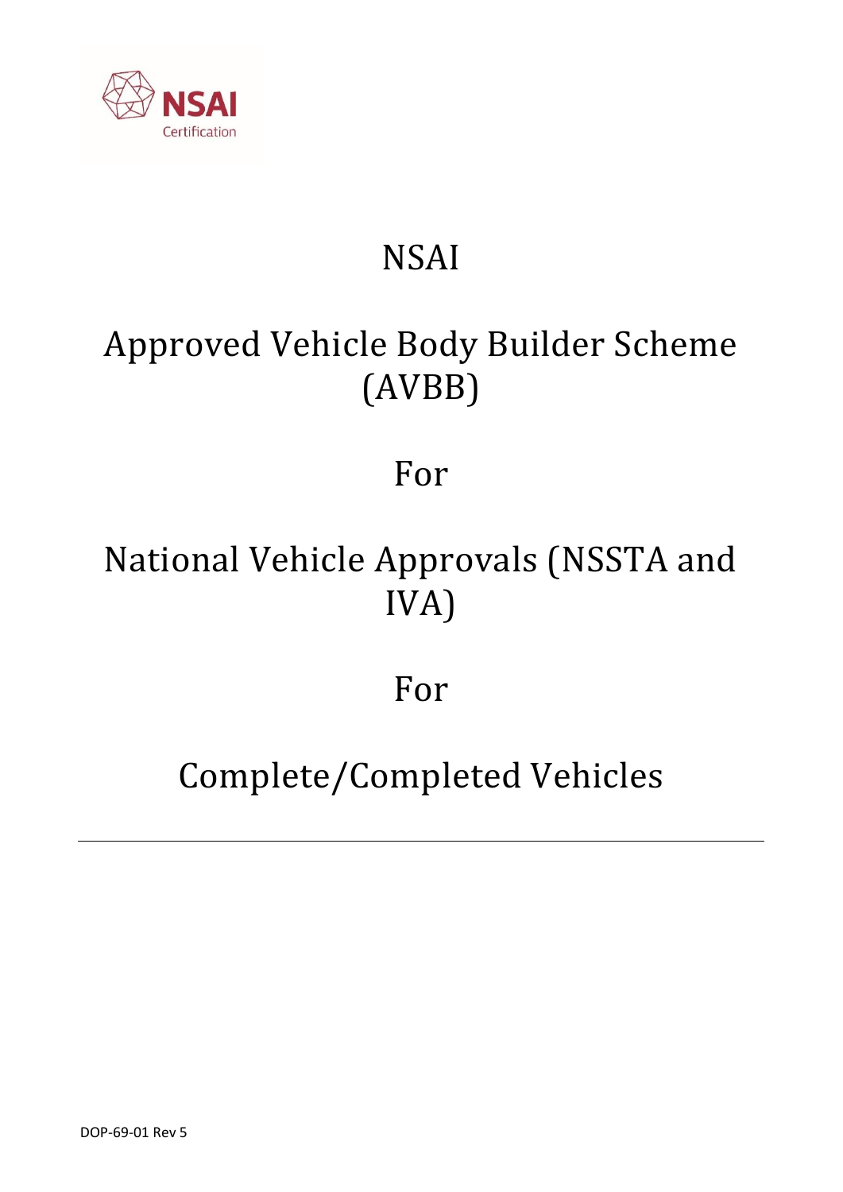NSAI Certification

# NSAI

# Approved Vehicle Body Builder Scheme (AVBB)

# For

# National Vehicle Approvals (NSSTA and IVA)

# For

# Complete/Completed Vehicles

---

DOP-69-01 Rev 5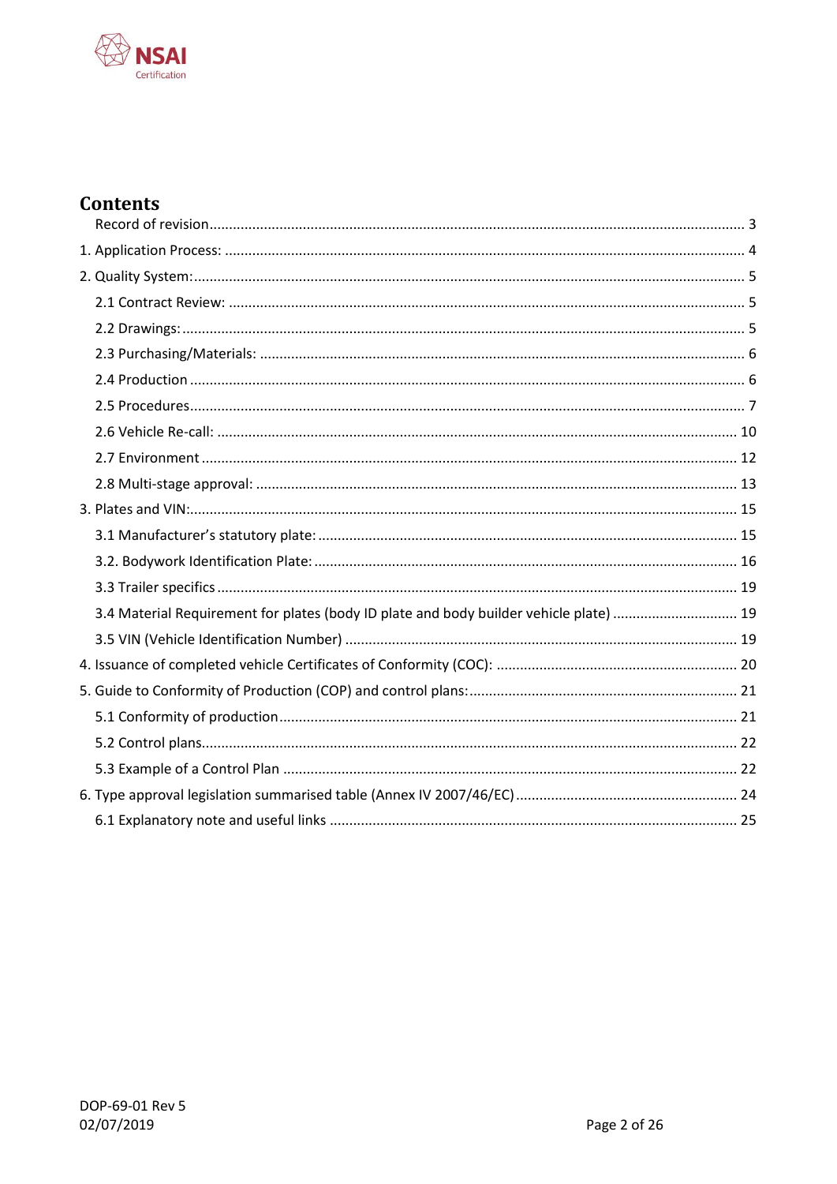# Contents

Record of revision ........................................................................................................................... 3

1. Application Process: ........................................................................................................................ 4

2. Quality System: ................................................................................................................................ 5

2.1 Contract Review: ......................................................................................................................... 5

2.2 Drawings: ..................................................................................................................................... 5

2.3 Purchasing/Materials: ................................................................................................................. 6

2.4 Production ................................................................................................................................... 6

2.5 Procedures ................................................................................................................................... 7

2.6 Vehicle Re-call: .......................................................................................................................... 10

2.7 Environment .............................................................................................................................. 12

2.8 Multi-stage approval: ................................................................................................................ 13

3. Plates and VIN: ............................................................................................................................... 15

3.1 Manufacturer's statutory plate: ................................................................................................ 15

3.2. Bodywork Identification Plate: ................................................................................................. 16

3.3 Trailer specifics .......................................................................................................................... 19

3.4 Material Requirement for plates (body ID plate and body builder vehicle plate) ................................ 19

3.5 VIN (Vehicle Identification Number) ......................................................................................... 19

4. Issuance of completed vehicle Certificates of Conformity (COC): ............................................... 20

5. Guide to Conformity of Production (COP) and control plans: ..................................................... 21

5.1 Conformity of production .......................................................................................................... 21

5.2 Control plans .............................................................................................................................. 22

5.3 Example of a Control Plan .......................................................................................................... 22

6. Type approval legislation summarised table (Annex IV 2007/46/EC) ........................................... 24

6.1 Explanatory note and useful links ............................................................................................. 25

DOP-69-01 Rev 5
02/07/2019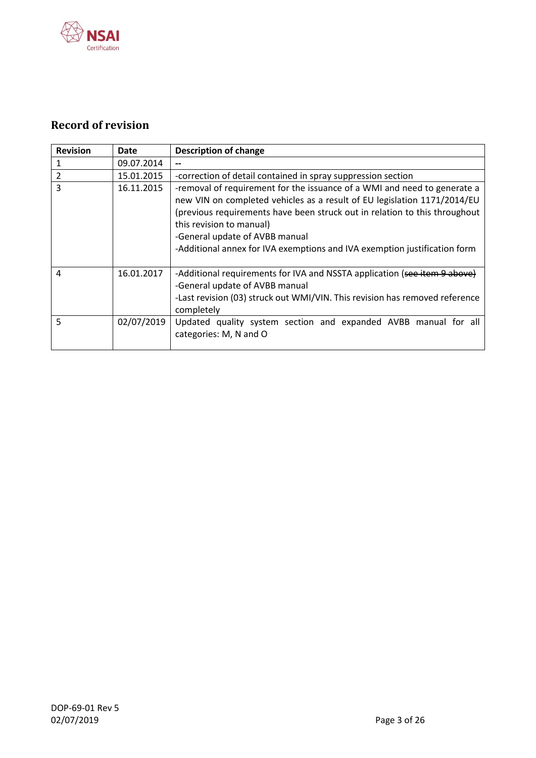## Record of revision

| Revision | Date | Description of change |
|---|---|---|
| 1 | 09.07.2014 | -- |
| 2 | 15.01.2015 | -correction of detail contained in spray suppression section |
| 3 | 16.11.2015 | -removal of requirement for the issuance of a WMI and need to generate a new VIN on completed vehicles as a result of EU legislation 1171/2014/EU (previous requirements have been struck out in relation to this throughout this revision to manual)<br>-General update of AVBB manual<br>-Additional annex for IVA exemptions and IVA exemption justification form |
| 4 | 16.01.2017 | -Additional requirements for IVA and NSSTA application (~~see item 9 above~~)<br>-General update of AVBB manual<br>-Last revision (03) struck out WMI/VIN. This revision has removed reference completely |
| 5 | 02/07/2019 | Updated quality system section and expanded AVBB manual for all categories: M, N and O |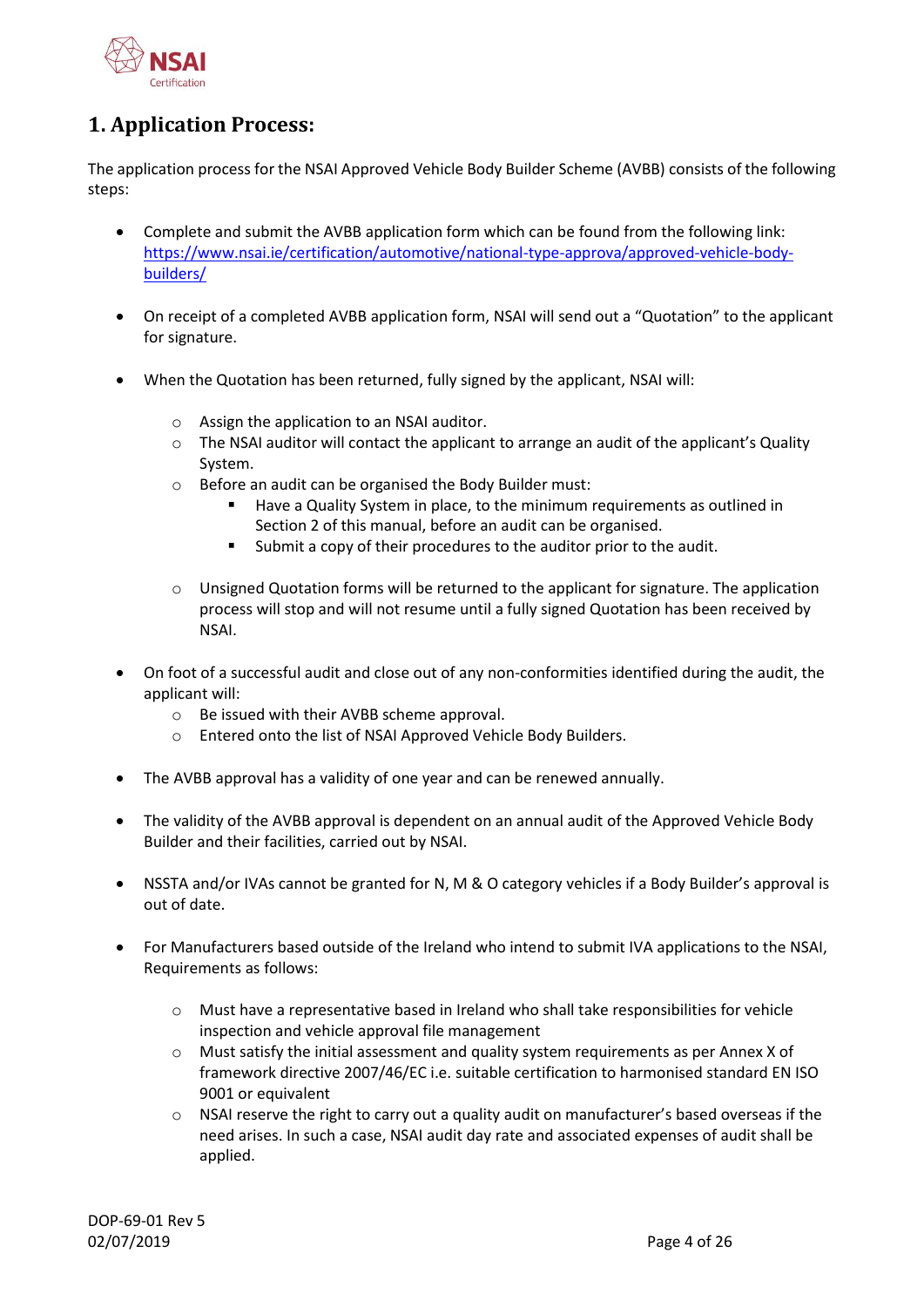## 1. Application Process:

The application process for the NSAI Approved Vehicle Body Builder Scheme (AVBB) consists of the following steps:

- Complete and submit the AVBB application form which can be found from the following link: [https://www.nsai.ie/certification/automotive/national-type-approva/approved-vehicle-body-builders/](https://www.nsai.ie/certification/automotive/national-type-approva/approved-vehicle-body-builders/)

- On receipt of a completed AVBB application form, NSAI will send out a "Quotation" to the applicant for signature.

- When the Quotation has been returned, fully signed by the applicant, NSAI will:

  - Assign the application to an NSAI auditor.
  - The NSAI auditor will contact the applicant to arrange an audit of the applicant's Quality System.
  - Before an audit can be organised the Body Builder must:
    - Have a Quality System in place, to the minimum requirements as outlined in Section 2 of this manual, before an audit can be organised.
    - Submit a copy of their procedures to the auditor prior to the audit.

  - Unsigned Quotation forms will be returned to the applicant for signature. The application process will stop and will not resume until a fully signed Quotation has been received by NSAI.

- On foot of a successful audit and close out of any non-conformities identified during the audit, the applicant will:
  - Be issued with their AVBB scheme approval.
  - Entered onto the list of NSAI Approved Vehicle Body Builders.

- The AVBB approval has a validity of one year and can be renewed annually.

- The validity of the AVBB approval is dependent on an annual audit of the Approved Vehicle Body Builder and their facilities, carried out by NSAI.

- NSSTA and/or IVAs cannot be granted for N, M & O category vehicles if a Body Builder's approval is out of date.

- For Manufacturers based outside of the Ireland who intend to submit IVA applications to the NSAI, Requirements as follows:

  - Must have a representative based in Ireland who shall take responsibilities for vehicle inspection and vehicle approval file management
  - Must satisfy the initial assessment and quality system requirements as per Annex X of framework directive 2007/46/EC i.e. suitable certification to harmonised standard EN ISO 9001 or equivalent
  - NSAI reserve the right to carry out a quality audit on manufacturer's based overseas if the need arises. In such a case, NSAI audit day rate and associated expenses of audit shall be applied.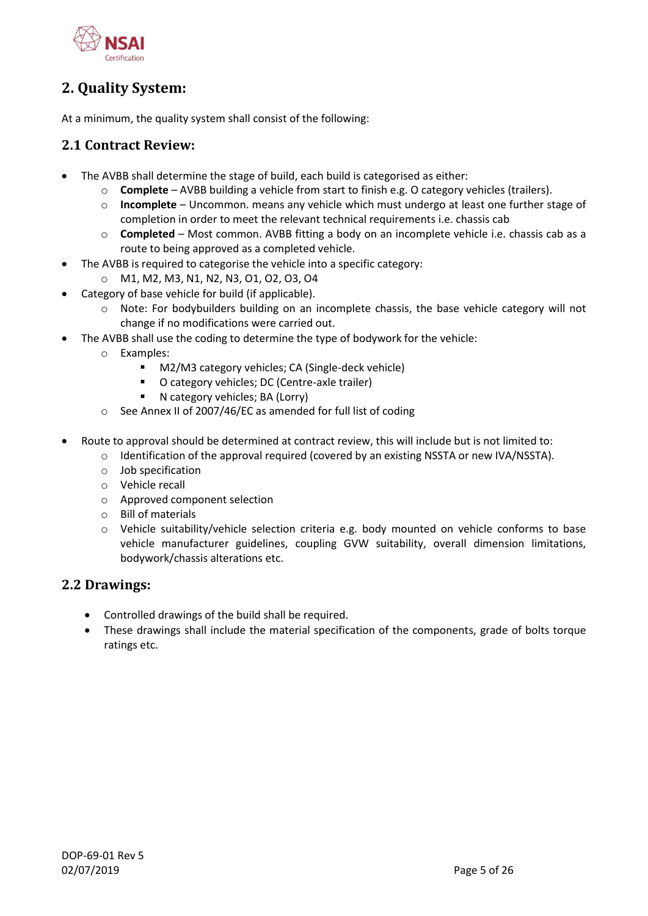## 2. Quality System:

At a minimum, the quality system shall consist of the following:

### 2.1 Contract Review:

- The AVBB shall determine the stage of build, each build is categorised as either:
  - **Complete** – AVBB building a vehicle from start to finish e.g. O category vehicles (trailers).
  - **Incomplete** – Uncommon. means any vehicle which must undergo at least one further stage of completion in order to meet the relevant technical requirements i.e. chassis cab
  - **Completed** – Most common. AVBB fitting a body on an incomplete vehicle i.e. chassis cab as a route to being approved as a completed vehicle.
- The AVBB is required to categorise the vehicle into a specific category:
  - M1, M2, M3, N1, N2, N3, O1, O2, O3, O4
- Category of base vehicle for build (if applicable).
  - Note: For bodybuilders building on an incomplete chassis, the base vehicle category will not change if no modifications were carried out.
- The AVBB shall use the coding to determine the type of bodywork for the vehicle:
  - Examples:
    - M2/M3 category vehicles; CA (Single-deck vehicle)
    - O category vehicles; DC (Centre-axle trailer)
    - N category vehicles; BA (Lorry)
  - See Annex II of 2007/46/EC as amended for full list of coding

- Route to approval should be determined at contract review, this will include but is not limited to:
  - Identification of the approval required (covered by an existing NSSTA or new IVA/NSSTA).
  - Job specification
  - Vehicle recall
  - Approved component selection
  - Bill of materials
  - Vehicle suitability/vehicle selection criteria e.g. body mounted on vehicle conforms to base vehicle manufacturer guidelines, coupling GVW suitability, overall dimension limitations, bodywork/chassis alterations etc.

### 2.2 Drawings:

- Controlled drawings of the build shall be required.
- These drawings shall include the material specification of the components, grade of bolts torque ratings etc.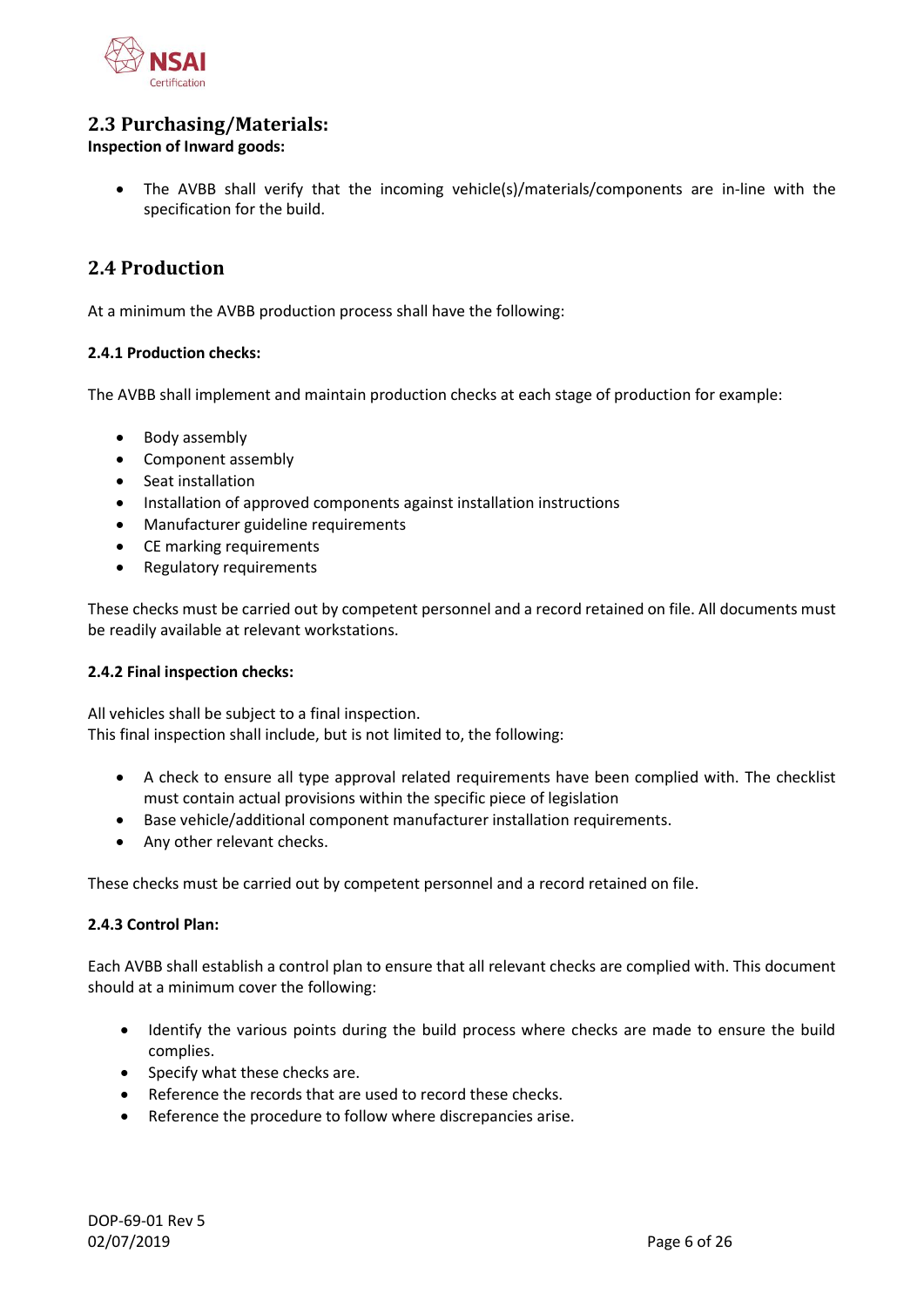## 2.3 Purchasing/Materials:

**Inspection of Inward goods:**

- The AVBB shall verify that the incoming vehicle(s)/materials/components are in-line with the specification for the build.

## 2.4 Production

At a minimum the AVBB production process shall have the following:

### 2.4.1 Production checks:

The AVBB shall implement and maintain production checks at each stage of production for example:

- Body assembly
- Component assembly
- Seat installation
- Installation of approved components against installation instructions
- Manufacturer guideline requirements
- CE marking requirements
- Regulatory requirements

These checks must be carried out by competent personnel and a record retained on file. All documents must be readily available at relevant workstations.

### 2.4.2 Final inspection checks:

All vehicles shall be subject to a final inspection.
This final inspection shall include, but is not limited to, the following:

- A check to ensure all type approval related requirements have been complied with. The checklist must contain actual provisions within the specific piece of legislation
- Base vehicle/additional component manufacturer installation requirements.
- Any other relevant checks.

These checks must be carried out by competent personnel and a record retained on file.

### 2.4.3 Control Plan:

Each AVBB shall establish a control plan to ensure that all relevant checks are complied with. This document should at a minimum cover the following:

- Identify the various points during the build process where checks are made to ensure the build complies.
- Specify what these checks are.
- Reference the records that are used to record these checks.
- Reference the procedure to follow where discrepancies arise.

DOP-69-01 Rev 5
02/07/2019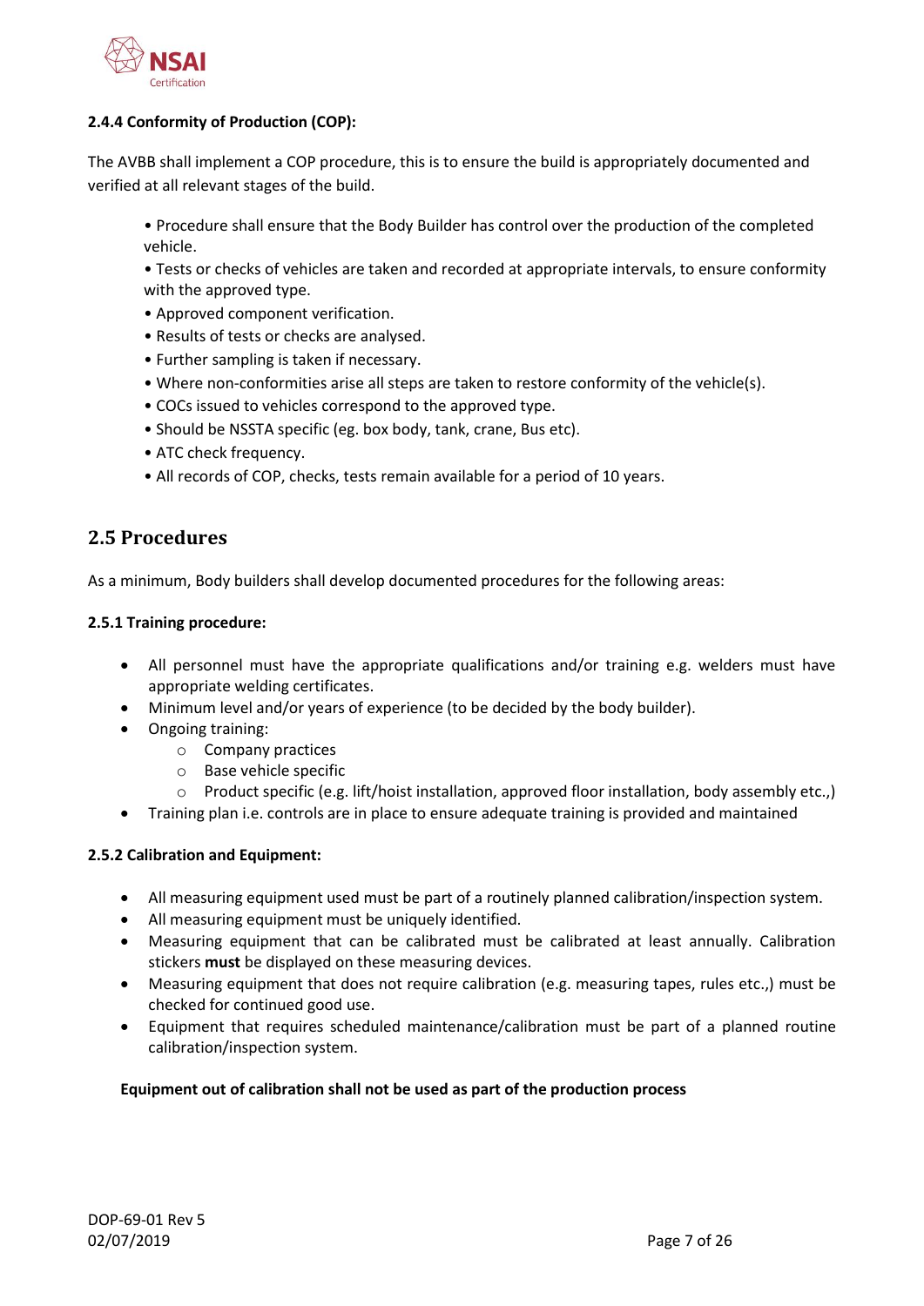**2.4.4 Conformity of Production (COP):**

The AVBB shall implement a COP procedure, this is to ensure the build is appropriately documented and verified at all relevant stages of the build.

- Procedure shall ensure that the Body Builder has control over the production of the completed vehicle.
- Tests or checks of vehicles are taken and recorded at appropriate intervals, to ensure conformity with the approved type.
- Approved component verification.
- Results of tests or checks are analysed.
- Further sampling is taken if necessary.
- Where non-conformities arise all steps are taken to restore conformity of the vehicle(s).
- COCs issued to vehicles correspond to the approved type.
- Should be NSSTA specific (eg. box body, tank, crane, Bus etc).
- ATC check frequency.
- All records of COP, checks, tests remain available for a period of 10 years.

## 2.5 Procedures

As a minimum, Body builders shall develop documented procedures for the following areas:

**2.5.1 Training procedure:**

- All personnel must have the appropriate qualifications and/or training e.g. welders must have appropriate welding certificates.
- Minimum level and/or years of experience (to be decided by the body builder).
- Ongoing training:
  - Company practices
  - Base vehicle specific
  - Product specific (e.g. lift/hoist installation, approved floor installation, body assembly etc.,)
- Training plan i.e. controls are in place to ensure adequate training is provided and maintained

**2.5.2 Calibration and Equipment:**

- All measuring equipment used must be part of a routinely planned calibration/inspection system.
- All measuring equipment must be uniquely identified.
- Measuring equipment that can be calibrated must be calibrated at least annually. Calibration stickers **must** be displayed on these measuring devices.
- Measuring equipment that does not require calibration (e.g. measuring tapes, rules etc.,) must be checked for continued good use.
- Equipment that requires scheduled maintenance/calibration must be part of a planned routine calibration/inspection system.

**Equipment out of calibration shall not be used as part of the production process**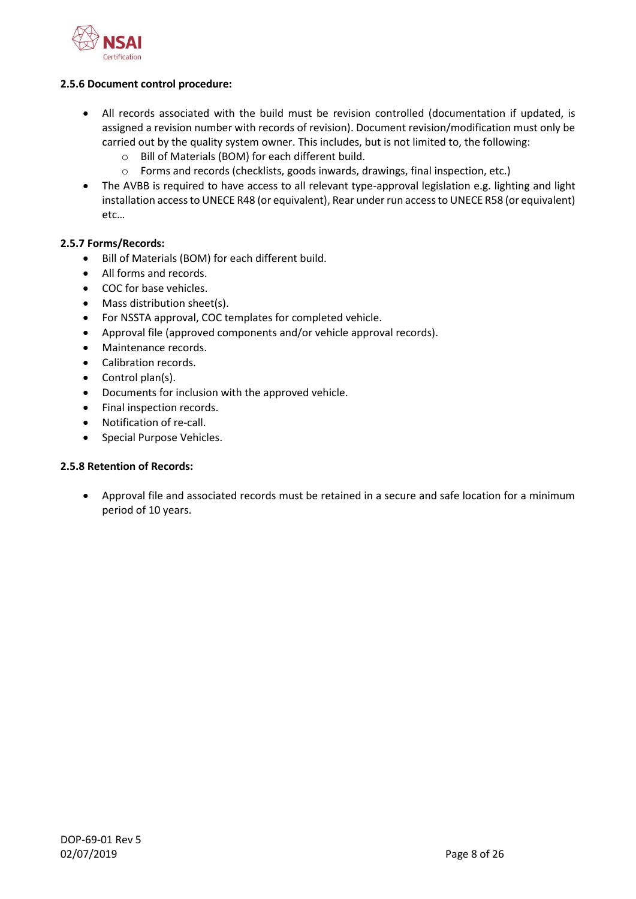#### 2.5.6 Document control procedure:

- All records associated with the build must be revision controlled (documentation if updated, is assigned a revision number with records of revision). Document revision/modification must only be carried out by the quality system owner. This includes, but is not limited to, the following:
  - Bill of Materials (BOM) for each different build.
  - Forms and records (checklists, goods inwards, drawings, final inspection, etc.)
- The AVBB is required to have access to all relevant type-approval legislation e.g. lighting and light installation access to UNECE R48 (or equivalent), Rear under run access to UNECE R58 (or equivalent) etc…

#### 2.5.7 Forms/Records:

- Bill of Materials (BOM) for each different build.
- All forms and records.
- COC for base vehicles.
- Mass distribution sheet(s).
- For NSSTA approval, COC templates for completed vehicle.
- Approval file (approved components and/or vehicle approval records).
- Maintenance records.
- Calibration records.
- Control plan(s).
- Documents for inclusion with the approved vehicle.
- Final inspection records.
- Notification of re-call.
- Special Purpose Vehicles.

#### 2.5.8 Retention of Records:

- Approval file and associated records must be retained in a secure and safe location for a minimum period of 10 years.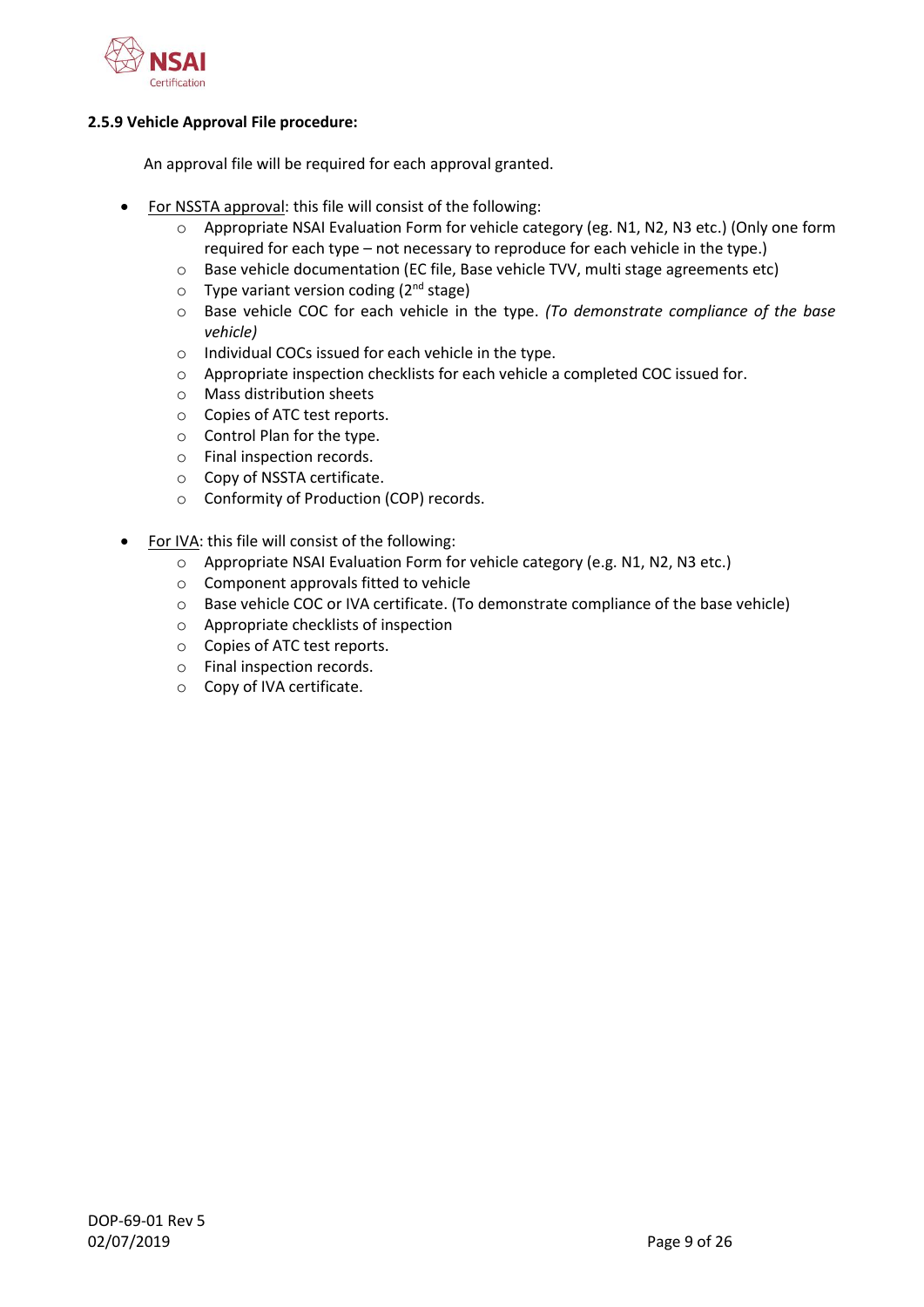#### 2.5.9 Vehicle Approval File procedure:

An approval file will be required for each approval granted.

- For NSSTA approval: this file will consist of the following:
  - Appropriate NSAI Evaluation Form for vehicle category (eg. N1, N2, N3 etc.) (Only one form required for each type – not necessary to reproduce for each vehicle in the type.)
  - Base vehicle documentation (EC file, Base vehicle TVV, multi stage agreements etc)
  - Type variant version coding (2nd stage)
  - Base vehicle COC for each vehicle in the type. *(To demonstrate compliance of the base vehicle)*
  - Individual COCs issued for each vehicle in the type.
  - Appropriate inspection checklists for each vehicle a completed COC issued for.
  - Mass distribution sheets
  - Copies of ATC test reports.
  - Control Plan for the type.
  - Final inspection records.
  - Copy of NSSTA certificate.
  - Conformity of Production (COP) records.

- For IVA: this file will consist of the following:
  - Appropriate NSAI Evaluation Form for vehicle category (e.g. N1, N2, N3 etc.)
  - Component approvals fitted to vehicle
  - Base vehicle COC or IVA certificate. (To demonstrate compliance of the base vehicle)
  - Appropriate checklists of inspection
  - Copies of ATC test reports.
  - Final inspection records.
  - Copy of IVA certificate.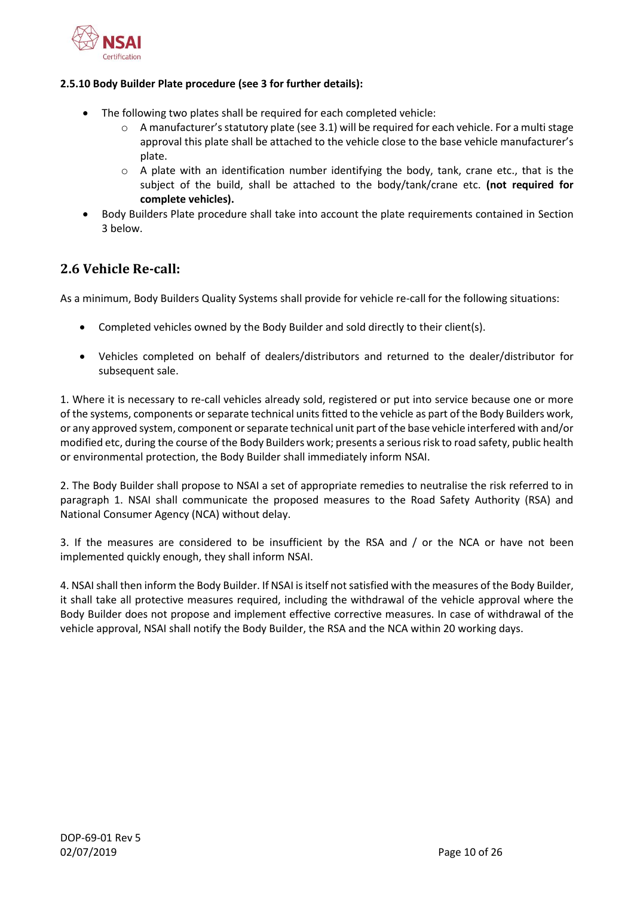**2.5.10 Body Builder Plate procedure (see 3 for further details):**

- The following two plates shall be required for each completed vehicle:
  - A manufacturer's statutory plate (see 3.1) will be required for each vehicle. For a multi stage approval this plate shall be attached to the vehicle close to the base vehicle manufacturer's plate.
  - A plate with an identification number identifying the body, tank, crane etc., that is the subject of the build, shall be attached to the body/tank/crane etc. **(not required for complete vehicles).**
- Body Builders Plate procedure shall take into account the plate requirements contained in Section 3 below.

## 2.6 Vehicle Re-call:

As a minimum, Body Builders Quality Systems shall provide for vehicle re-call for the following situations:

- Completed vehicles owned by the Body Builder and sold directly to their client(s).
- Vehicles completed on behalf of dealers/distributors and returned to the dealer/distributor for subsequent sale.

1. Where it is necessary to re-call vehicles already sold, registered or put into service because one or more of the systems, components or separate technical units fitted to the vehicle as part of the Body Builders work, or any approved system, component or separate technical unit part of the base vehicle interfered with and/or modified etc, during the course of the Body Builders work; presents a serious risk to road safety, public health or environmental protection, the Body Builder shall immediately inform NSAI.

2. The Body Builder shall propose to NSAI a set of appropriate remedies to neutralise the risk referred to in paragraph 1. NSAI shall communicate the proposed measures to the Road Safety Authority (RSA) and National Consumer Agency (NCA) without delay.

3. If the measures are considered to be insufficient by the RSA and / or the NCA or have not been implemented quickly enough, they shall inform NSAI.

4. NSAI shall then inform the Body Builder. If NSAI is itself not satisfied with the measures of the Body Builder, it shall take all protective measures required, including the withdrawal of the vehicle approval where the Body Builder does not propose and implement effective corrective measures. In case of withdrawal of the vehicle approval, NSAI shall notify the Body Builder, the RSA and the NCA within 20 working days.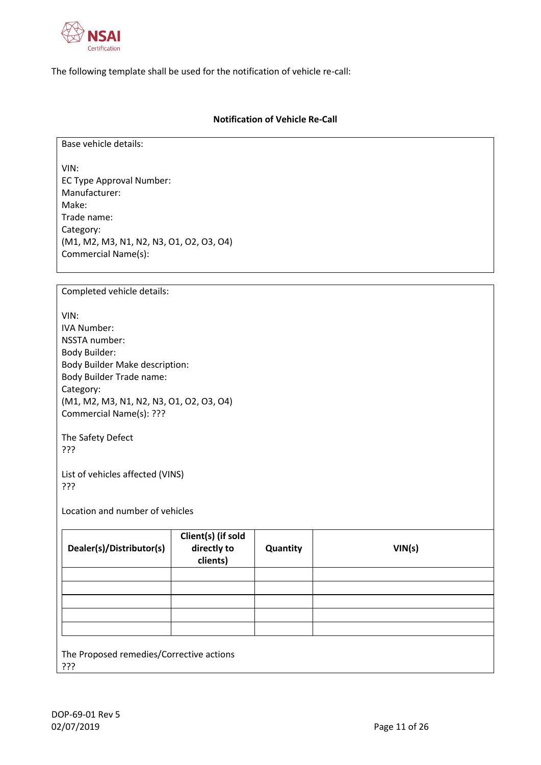The following template shall be used for the notification of vehicle re-call:

**Notification of Vehicle Re-Call**

Base vehicle details:

VIN:
EC Type Approval Number:
Manufacturer:
Make:
Trade name:
Category:
(M1, M2, M3, N1, N2, N3, O1, O2, O3, O4)
Commercial Name(s):

Completed vehicle details:

VIN:
IVA Number:
NSSTA number:
Body Builder:
Body Builder Make description:
Body Builder Trade name:
Category:
(M1, M2, M3, N1, N2, N3, O1, O2, O3, O4)
Commercial Name(s): ???

The Safety Defect
???

List of vehicles affected (VINS)
???

Location and number of vehicles

| Dealer(s)/Distributor(s) | Client(s) (if sold directly to clients) | Quantity | VIN(s) |
|---|---|---|---|
| | | | |
| | | | |
| | | | |
| | | | |
| | | | |

The Proposed remedies/Corrective actions
???

DOP-69-01 Rev 5
02/07/2019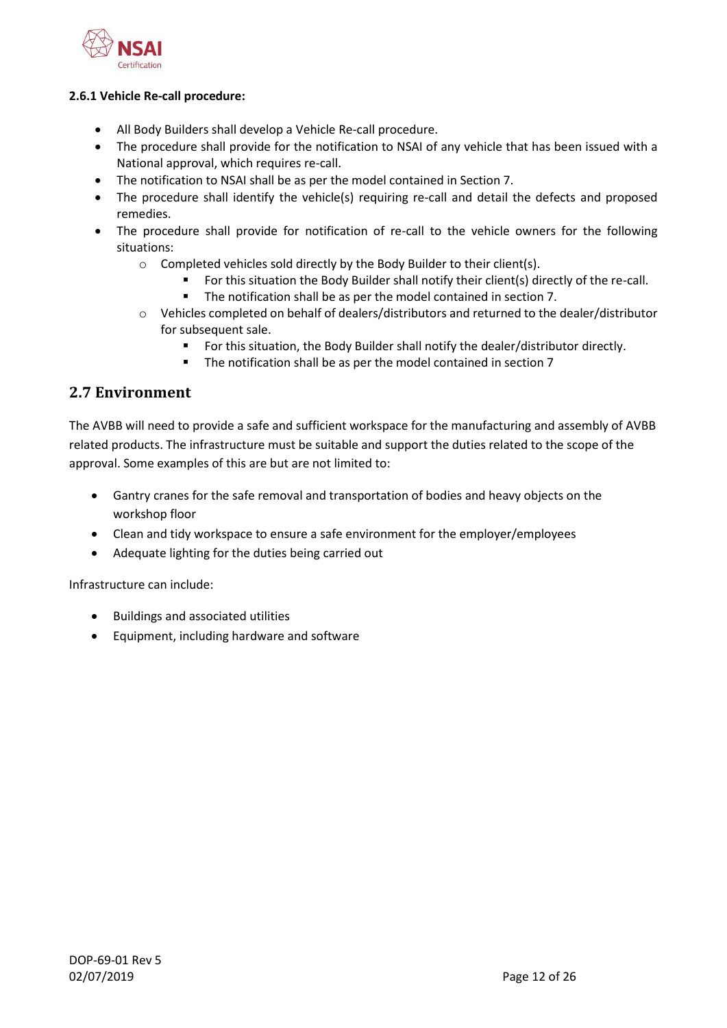**2.6.1 Vehicle Re-call procedure:**

- All Body Builders shall develop a Vehicle Re-call procedure.
- The procedure shall provide for the notification to NSAI of any vehicle that has been issued with a National approval, which requires re-call.
- The notification to NSAI shall be as per the model contained in Section 7.
- The procedure shall identify the vehicle(s) requiring re-call and detail the defects and proposed remedies.
- The procedure shall provide for notification of re-call to the vehicle owners for the following situations:
  - Completed vehicles sold directly by the Body Builder to their client(s).
    - For this situation the Body Builder shall notify their client(s) directly of the re-call.
    - The notification shall be as per the model contained in section 7.
  - Vehicles completed on behalf of dealers/distributors and returned to the dealer/distributor for subsequent sale.
    - For this situation, the Body Builder shall notify the dealer/distributor directly.
    - The notification shall be as per the model contained in section 7

## 2.7 Environment

The AVBB will need to provide a safe and sufficient workspace for the manufacturing and assembly of AVBB related products. The infrastructure must be suitable and support the duties related to the scope of the approval. Some examples of this are but are not limited to:

- Gantry cranes for the safe removal and transportation of bodies and heavy objects on the workshop floor
- Clean and tidy workspace to ensure a safe environment for the employer/employees
- Adequate lighting for the duties being carried out

Infrastructure can include:

- Buildings and associated utilities
- Equipment, including hardware and software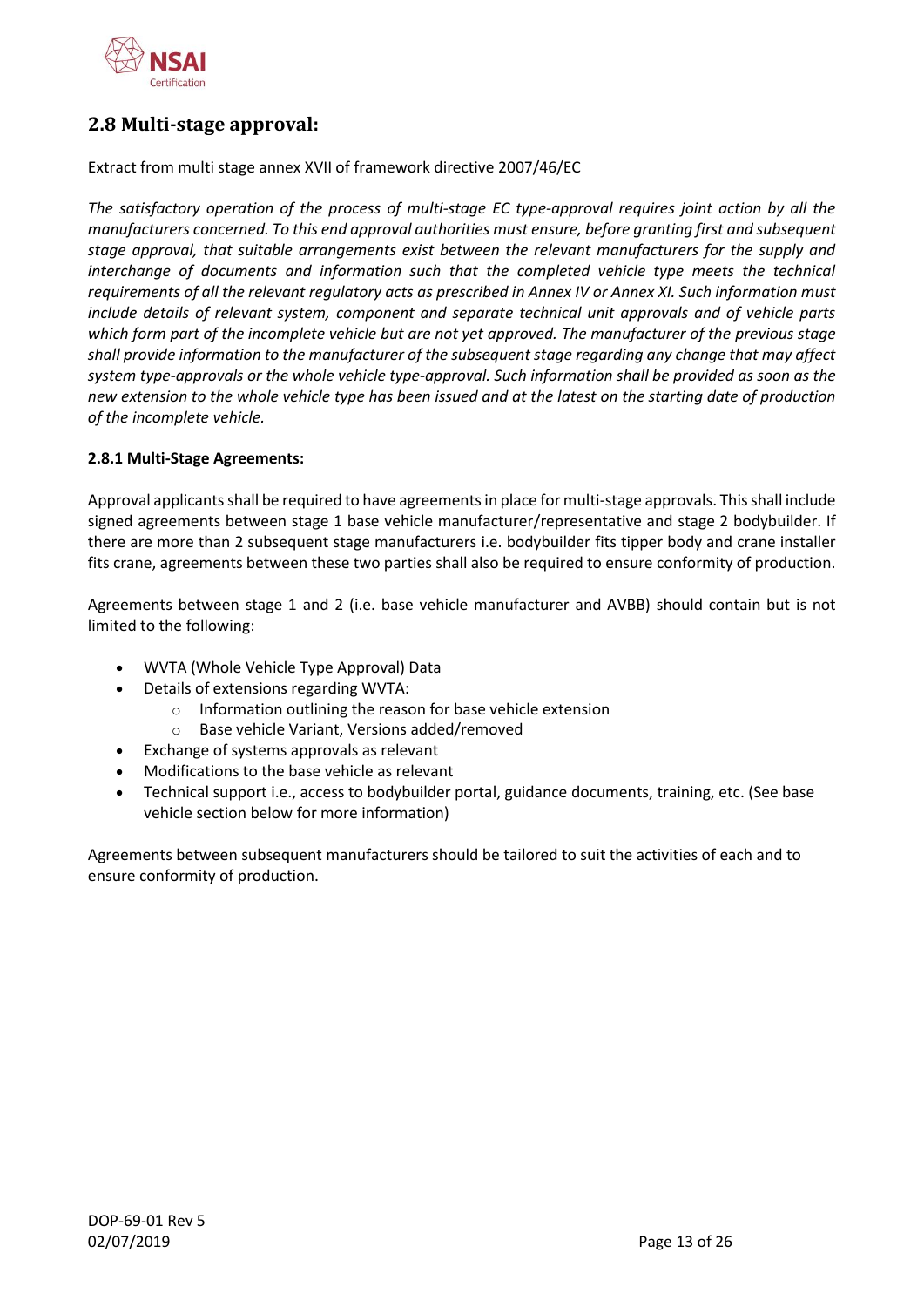## 2.8 Multi-stage approval:

Extract from multi stage annex XVII of framework directive 2007/46/EC

*The satisfactory operation of the process of multi-stage EC type-approval requires joint action by all the manufacturers concerned. To this end approval authorities must ensure, before granting first and subsequent stage approval, that suitable arrangements exist between the relevant manufacturers for the supply and interchange of documents and information such that the completed vehicle type meets the technical requirements of all the relevant regulatory acts as prescribed in Annex IV or Annex XI. Such information must include details of relevant system, component and separate technical unit approvals and of vehicle parts which form part of the incomplete vehicle but are not yet approved. The manufacturer of the previous stage shall provide information to the manufacturer of the subsequent stage regarding any change that may affect system type-approvals or the whole vehicle type-approval. Such information shall be provided as soon as the new extension to the whole vehicle type has been issued and at the latest on the starting date of production of the incomplete vehicle.*

### 2.8.1 Multi-Stage Agreements:

Approval applicants shall be required to have agreements in place for multi-stage approvals. This shall include signed agreements between stage 1 base vehicle manufacturer/representative and stage 2 bodybuilder. If there are more than 2 subsequent stage manufacturers i.e. bodybuilder fits tipper body and crane installer fits crane, agreements between these two parties shall also be required to ensure conformity of production.

Agreements between stage 1 and 2 (i.e. base vehicle manufacturer and AVBB) should contain but is not limited to the following:

- WVTA (Whole Vehicle Type Approval) Data
- Details of extensions regarding WVTA:
  - Information outlining the reason for base vehicle extension
  - Base vehicle Variant, Versions added/removed
- Exchange of systems approvals as relevant
- Modifications to the base vehicle as relevant
- Technical support i.e., access to bodybuilder portal, guidance documents, training, etc. (See base vehicle section below for more information)

Agreements between subsequent manufacturers should be tailored to suit the activities of each and to ensure conformity of production.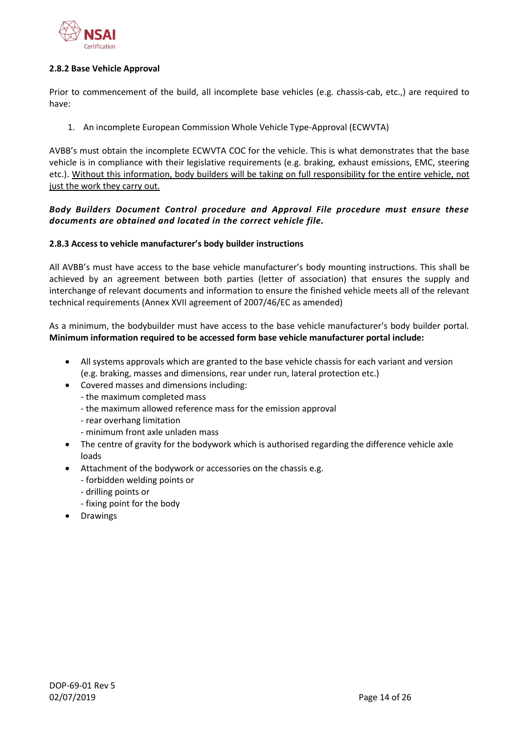#### 2.8.2 Base Vehicle Approval

Prior to commencement of the build, all incomplete base vehicles (e.g. chassis-cab, etc.,) are required to have:

1. An incomplete European Commission Whole Vehicle Type-Approval (ECWVTA)

AVBB's must obtain the incomplete ECWVTA COC for the vehicle. This is what demonstrates that the base vehicle is in compliance with their legislative requirements (e.g. braking, exhaust emissions, EMC, steering etc.). <u>Without this information, body builders will be taking on full responsibility for the entire vehicle, not just the work they carry out.</u>

***Body Builders Document Control procedure and Approval File procedure must ensure these documents are obtained and located in the correct vehicle file.***

#### 2.8.3 Access to vehicle manufacturer's body builder instructions

All AVBB's must have access to the base vehicle manufacturer's body mounting instructions. This shall be achieved by an agreement between both parties (letter of association) that ensures the supply and interchange of relevant documents and information to ensure the finished vehicle meets all of the relevant technical requirements (Annex XVII agreement of 2007/46/EC as amended)

As a minimum, the bodybuilder must have access to the base vehicle manufacturer's body builder portal. **Minimum information required to be accessed form base vehicle manufacturer portal include:**

- All systems approvals which are granted to the base vehicle chassis for each variant and version (e.g. braking, masses and dimensions, rear under run, lateral protection etc.)
- Covered masses and dimensions including:
  - the maximum completed mass
  - the maximum allowed reference mass for the emission approval
  - rear overhang limitation
  - minimum front axle unladen mass
- The centre of gravity for the bodywork which is authorised regarding the difference vehicle axle loads
- Attachment of the bodywork or accessories on the chassis e.g.
  - forbidden welding points or
  - drilling points or
  - fixing point for the body
- Drawings

DOP-69-01 Rev 5
02/07/2019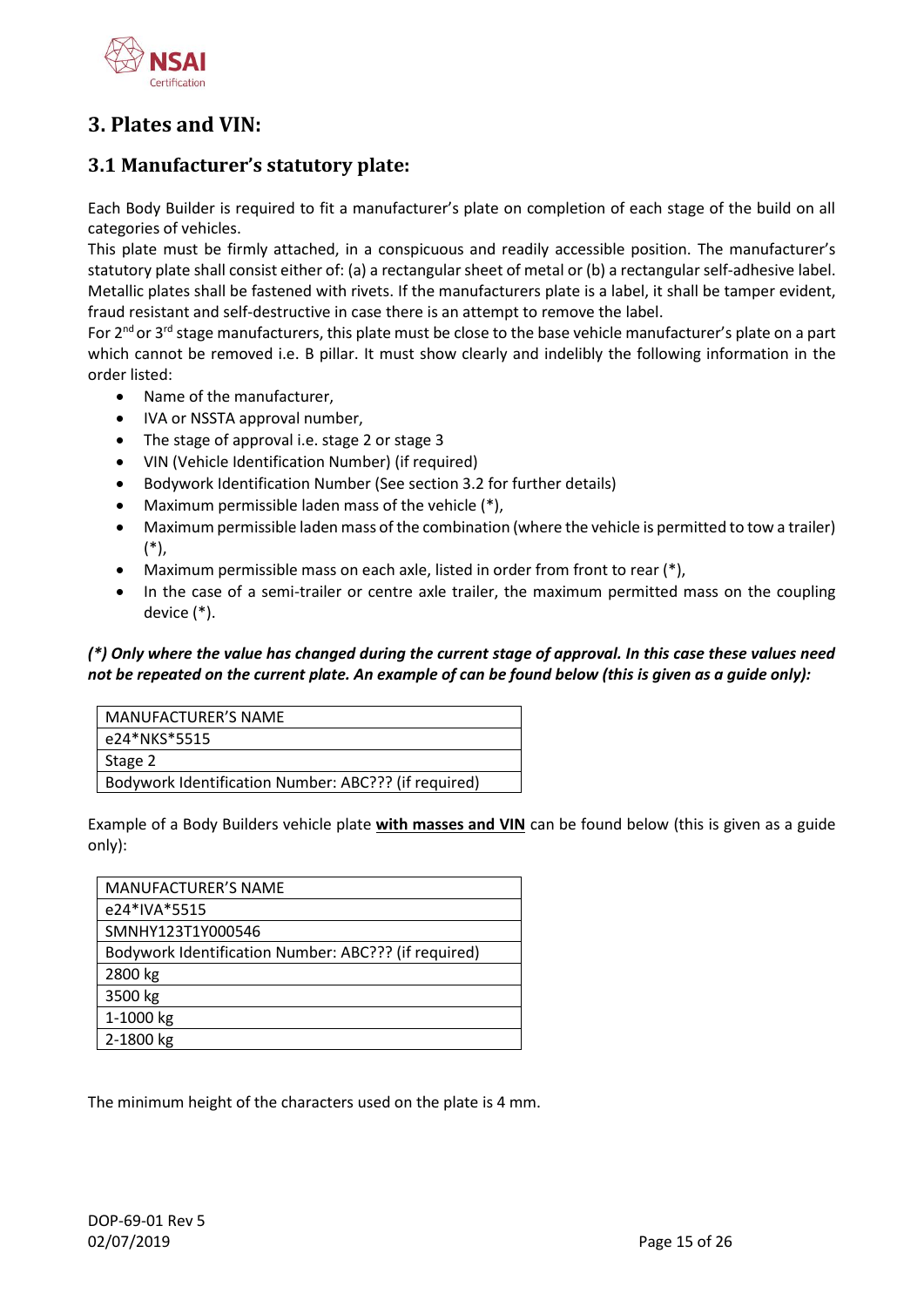# 3. Plates and VIN:

## 3.1 Manufacturer's statutory plate:

Each Body Builder is required to fit a manufacturer's plate on completion of each stage of the build on all categories of vehicles.

This plate must be firmly attached, in a conspicuous and readily accessible position. The manufacturer's statutory plate shall consist either of: (a) a rectangular sheet of metal or (b) a rectangular self-adhesive label. Metallic plates shall be fastened with rivets. If the manufacturers plate is a label, it shall be tamper evident, fraud resistant and self-destructive in case there is an attempt to remove the label.

For 2nd or 3rd stage manufacturers, this plate must be close to the base vehicle manufacturer's plate on a part which cannot be removed i.e. B pillar. It must show clearly and indelibly the following information in the order listed:

- Name of the manufacturer,
- IVA or NSSTA approval number,
- The stage of approval i.e. stage 2 or stage 3
- VIN (Vehicle Identification Number) (if required)
- Bodywork Identification Number (See section 3.2 for further details)
- Maximum permissible laden mass of the vehicle (*),
- Maximum permissible laden mass of the combination (where the vehicle is permitted to tow a trailer) (*),
- Maximum permissible mass on each axle, listed in order from front to rear (*),
- In the case of a semi-trailer or centre axle trailer, the maximum permitted mass on the coupling device (*).

***(*) Only where the value has changed during the current stage of approval. In this case these values need not be repeated on the current plate. An example of can be found below (this is given as a guide only):***

| MANUFACTURER'S NAME |
|---|
| e24*NKS*5515 |
| Stage 2 |
| Bodywork Identification Number: ABC??? (if required) |

Example of a Body Builders vehicle plate **with masses and VIN** can be found below (this is given as a guide only):

| MANUFACTURER'S NAME |
|---|
| e24*IVA*5515 |
| SMNHY123T1Y000546 |
| Bodywork Identification Number: ABC??? (if required) |
| 2800 kg |
| 3500 kg |
| 1-1000 kg |
| 2-1800 kg |

The minimum height of the characters used on the plate is 4 mm.

DOP-69-01 Rev 5
02/07/2019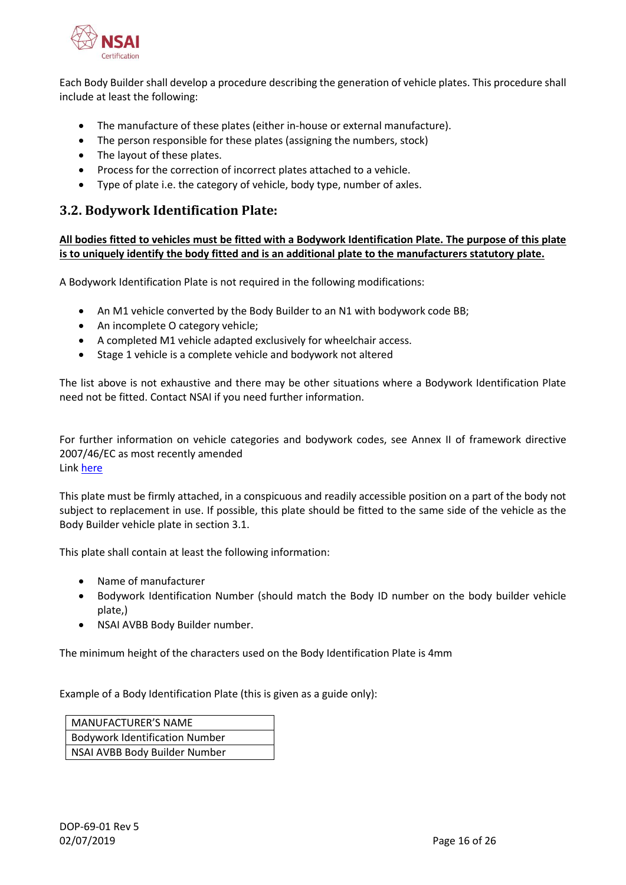Each Body Builder shall develop a procedure describing the generation of vehicle plates. This procedure shall include at least the following:

- The manufacture of these plates (either in-house or external manufacture).
- The person responsible for these plates (assigning the numbers, stock)
- The layout of these plates.
- Process for the correction of incorrect plates attached to a vehicle.
- Type of plate i.e. the category of vehicle, body type, number of axles.

## 3.2. Bodywork Identification Plate:

**All bodies fitted to vehicles must be fitted with a Bodywork Identification Plate. The purpose of this plate is to uniquely identify the body fitted and is an additional plate to the manufacturers statutory plate.**

A Bodywork Identification Plate is not required in the following modifications:

- An M1 vehicle converted by the Body Builder to an N1 with bodywork code BB;
- An incomplete O category vehicle;
- A completed M1 vehicle adapted exclusively for wheelchair access.
- Stage 1 vehicle is a complete vehicle and bodywork not altered

The list above is not exhaustive and there may be other situations where a Bodywork Identification Plate need not be fitted. Contact NSAI if you need further information.

For further information on vehicle categories and bodywork codes, see Annex II of framework directive 2007/46/EC as most recently amended
Link here

This plate must be firmly attached, in a conspicuous and readily accessible position on a part of the body not subject to replacement in use. If possible, this plate should be fitted to the same side of the vehicle as the Body Builder vehicle plate in section 3.1.

This plate shall contain at least the following information:

- Name of manufacturer
- Bodywork Identification Number (should match the Body ID number on the body builder vehicle plate,)
- NSAI AVBB Body Builder number.

The minimum height of the characters used on the Body Identification Plate is 4mm

Example of a Body Identification Plate (this is given as a guide only):

| MANUFACTURER'S NAME |
|---|
| Bodywork Identification Number |
| NSAI AVBB Body Builder Number |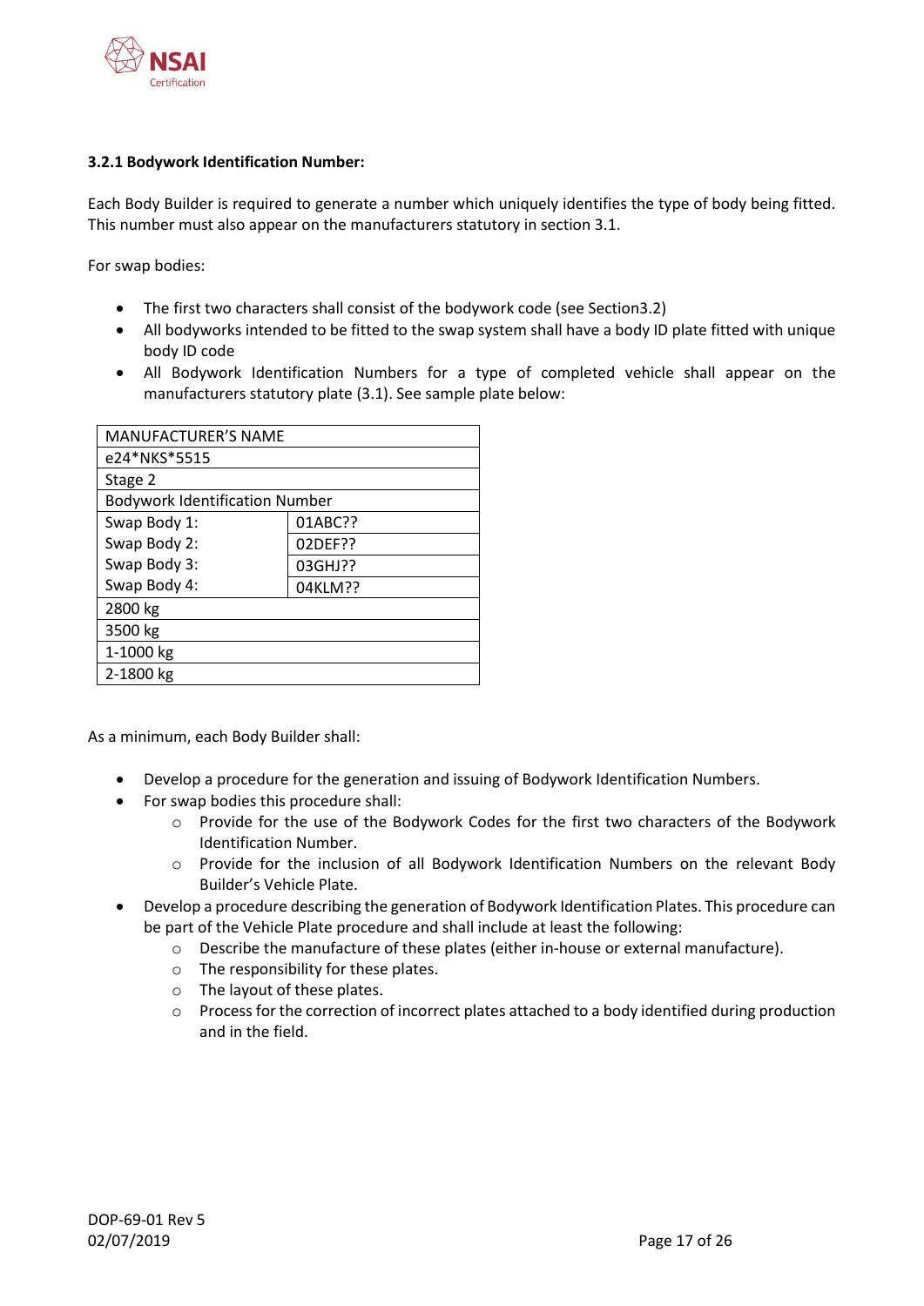### 3.2.1 Bodywork Identification Number:

Each Body Builder is required to generate a number which uniquely identifies the type of body being fitted. This number must also appear on the manufacturers statutory in section 3.1.

For swap bodies:

- The first two characters shall consist of the bodywork code (see Section3.2)
- All bodyworks intended to be fitted to the swap system shall have a body ID plate fitted with unique body ID code
- All Bodywork Identification Numbers for a type of completed vehicle shall appear on the manufacturers statutory plate (3.1). See sample plate below:

| MANUFACTURER'S NAME | |
|---|---|
| e24*NKS*5515 | |
| Stage 2 | |
| Bodywork Identification Number | |
| Swap Body 1: | 01ABC?? |
| Swap Body 2: | 02DEF?? |
| Swap Body 3: | 03GHJ?? |
| Swap Body 4: | 04KLM?? |
| 2800 kg | |
| 3500 kg | |
| 1-1000 kg | |
| 2-1800 kg | |

As a minimum, each Body Builder shall:

- Develop a procedure for the generation and issuing of Bodywork Identification Numbers.
- For swap bodies this procedure shall:
  - Provide for the use of the Bodywork Codes for the first two characters of the Bodywork Identification Number.
  - Provide for the inclusion of all Bodywork Identification Numbers on the relevant Body Builder's Vehicle Plate.
- Develop a procedure describing the generation of Bodywork Identification Plates. This procedure can be part of the Vehicle Plate procedure and shall include at least the following:
  - Describe the manufacture of these plates (either in-house or external manufacture).
  - The responsibility for these plates.
  - The layout of these plates.
  - Process for the correction of incorrect plates attached to a body identified during production and in the field.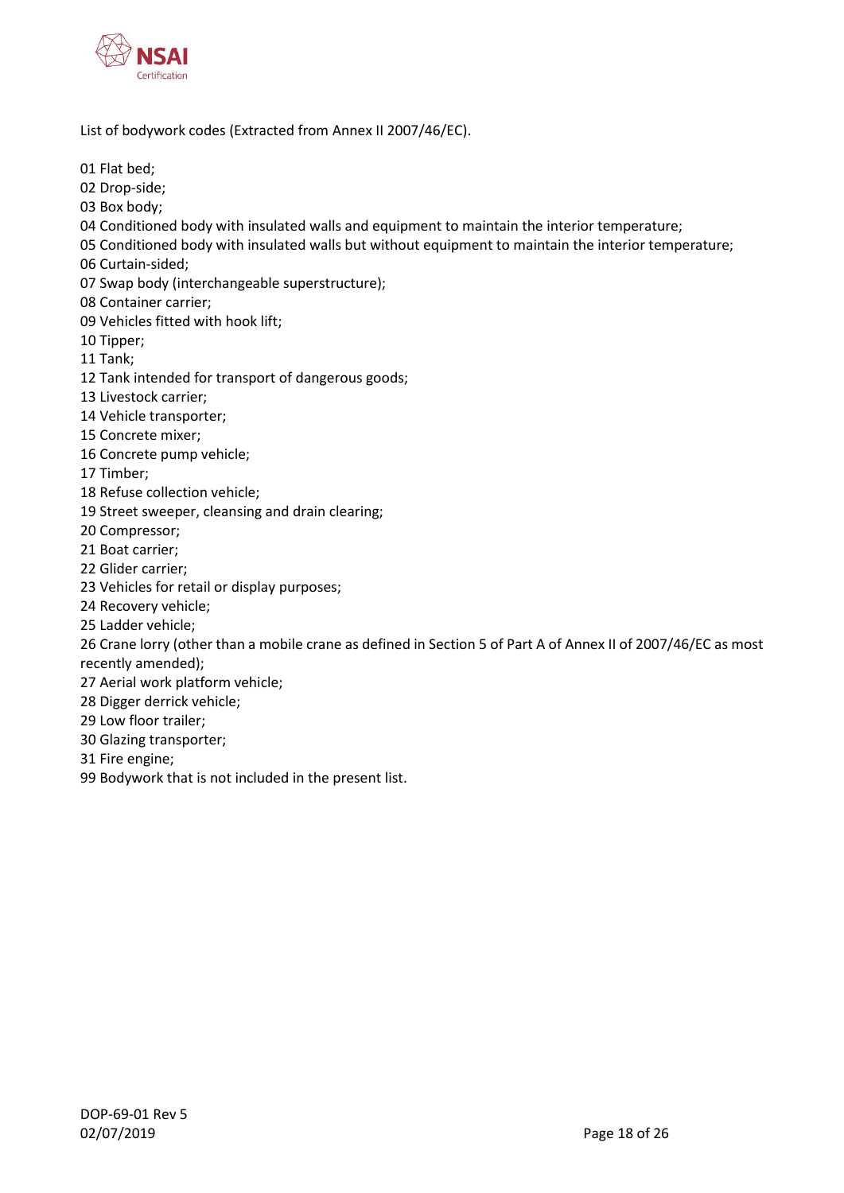List of bodywork codes (Extracted from Annex II 2007/46/EC).

01 Flat bed;
02 Drop-side;
03 Box body;
04 Conditioned body with insulated walls and equipment to maintain the interior temperature;
05 Conditioned body with insulated walls but without equipment to maintain the interior temperature;
06 Curtain-sided;
07 Swap body (interchangeable superstructure);
08 Container carrier;
09 Vehicles fitted with hook lift;
10 Tipper;
11 Tank;
12 Tank intended for transport of dangerous goods;
13 Livestock carrier;
14 Vehicle transporter;
15 Concrete mixer;
16 Concrete pump vehicle;
17 Timber;
18 Refuse collection vehicle;
19 Street sweeper, cleansing and drain clearing;
20 Compressor;
21 Boat carrier;
22 Glider carrier;
23 Vehicles for retail or display purposes;
24 Recovery vehicle;
25 Ladder vehicle;
26 Crane lorry (other than a mobile crane as defined in Section 5 of Part A of Annex II of 2007/46/EC as most recently amended);
27 Aerial work platform vehicle;
28 Digger derrick vehicle;
29 Low floor trailer;
30 Glazing transporter;
31 Fire engine;
99 Bodywork that is not included in the present list.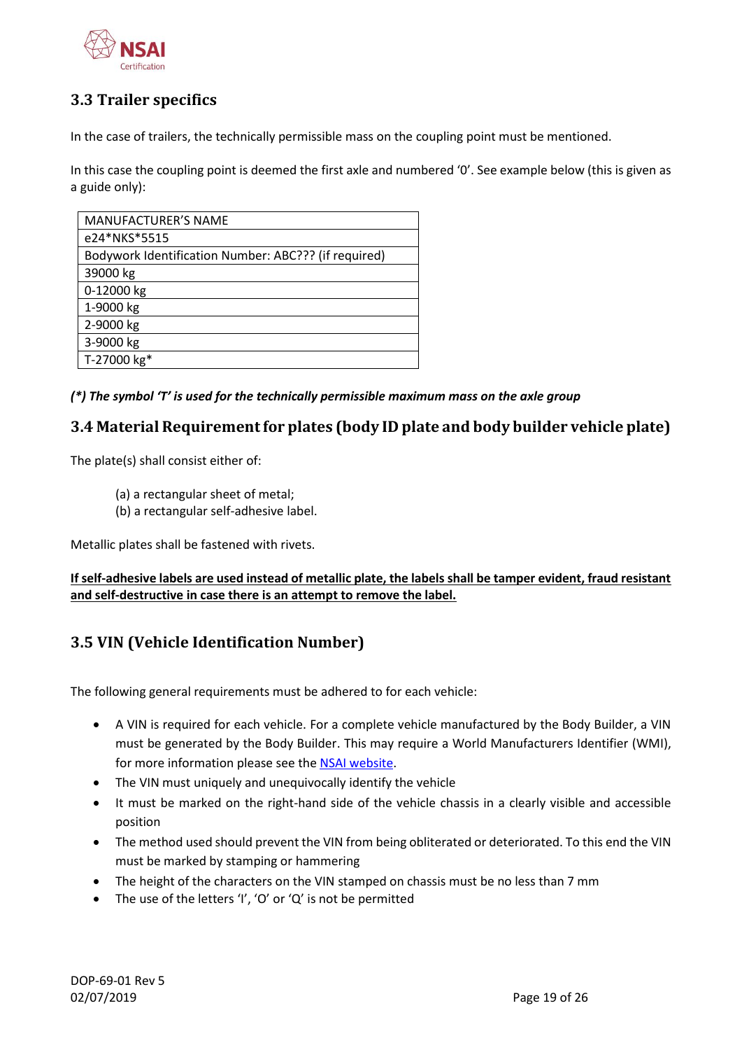## 3.3 Trailer specifics

In the case of trailers, the technically permissible mass on the coupling point must be mentioned.

In this case the coupling point is deemed the first axle and numbered '0'. See example below (this is given as a guide only):

| MANUFACTURER'S NAME |
|---|
| e24*NKS*5515 |
| Bodywork Identification Number: ABC??? (if required) |
| 39000 kg |
| 0-12000 kg |
| 1-9000 kg |
| 2-9000 kg |
| 3-9000 kg |
| T-27000 kg* |

***(\*) The symbol 'T' is used for the technically permissible maximum mass on the axle group***

## 3.4 Material Requirement for plates (body ID plate and body builder vehicle plate)

The plate(s) shall consist either of:

(a) a rectangular sheet of metal;
(b) a rectangular self-adhesive label.

Metallic plates shall be fastened with rivets.

<u>**If self-adhesive labels are used instead of metallic plate, the labels shall be tamper evident, fraud resistant and self-destructive in case there is an attempt to remove the label.**</u>

## 3.5 VIN (Vehicle Identification Number)

The following general requirements must be adhered to for each vehicle:

- A VIN is required for each vehicle. For a complete vehicle manufactured by the Body Builder, a VIN must be generated by the Body Builder. This may require a World Manufacturers Identifier (WMI), for more information please see the NSAI website.
- The VIN must uniquely and unequivocally identify the vehicle
- It must be marked on the right-hand side of the vehicle chassis in a clearly visible and accessible position
- The method used should prevent the VIN from being obliterated or deteriorated. To this end the VIN must be marked by stamping or hammering
- The height of the characters on the VIN stamped on chassis must be no less than 7 mm
- The use of the letters 'I', 'O' or 'Q' is not be permitted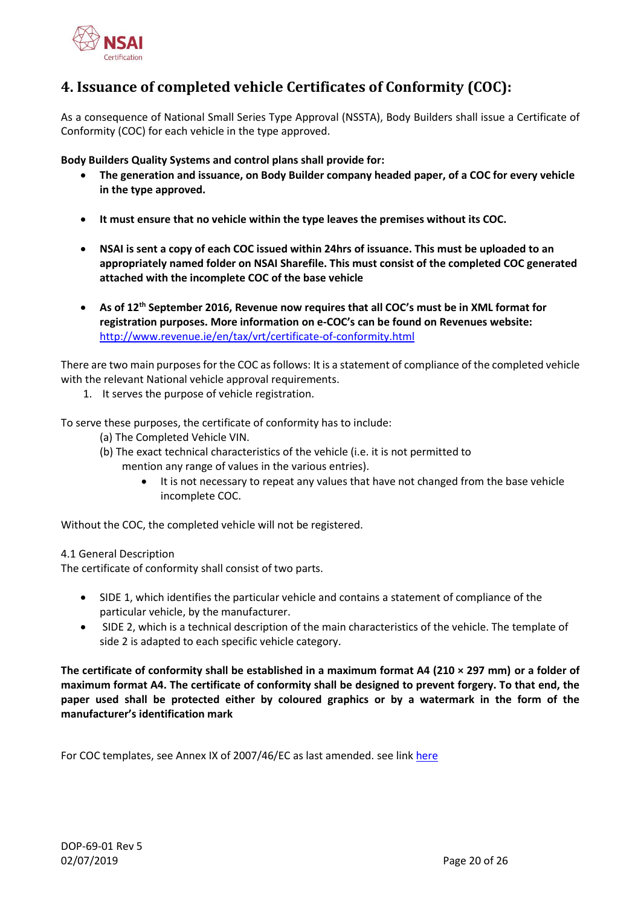# 4. Issuance of completed vehicle Certificates of Conformity (COC):

As a consequence of National Small Series Type Approval (NSSTA), Body Builders shall issue a Certificate of Conformity (COC) for each vehicle in the type approved.

**Body Builders Quality Systems and control plans shall provide for:**

- **The generation and issuance, on Body Builder company headed paper, of a COC for every vehicle in the type approved.**
- **It must ensure that no vehicle within the type leaves the premises without its COC.**
- **NSAI is sent a copy of each COC issued within 24hrs of issuance. This must be uploaded to an appropriately named folder on NSAI Sharefile. This must consist of the completed COC generated attached with the incomplete COC of the base vehicle**
- **As of 12th September 2016, Revenue now requires that all COC's must be in XML format for registration purposes. More information on e-COC's can be found on Revenues website:** [http://www.revenue.ie/en/tax/vrt/certificate-of-conformity.html](http://www.revenue.ie/en/tax/vrt/certificate-of-conformity.html)

There are two main purposes for the COC as follows: It is a statement of compliance of the completed vehicle with the relevant National vehicle approval requirements.

1. It serves the purpose of vehicle registration.

To serve these purposes, the certificate of conformity has to include:

(a) The Completed Vehicle VIN.

(b) The exact technical characteristics of the vehicle (i.e. it is not permitted to mention any range of values in the various entries).

- It is not necessary to repeat any values that have not changed from the base vehicle incomplete COC.

Without the COC, the completed vehicle will not be registered.

4.1 General Description

The certificate of conformity shall consist of two parts.

- SIDE 1, which identifies the particular vehicle and contains a statement of compliance of the particular vehicle, by the manufacturer.
- SIDE 2, which is a technical description of the main characteristics of the vehicle. The template of side 2 is adapted to each specific vehicle category.

**The certificate of conformity shall be established in a maximum format A4 (210 × 297 mm) or a folder of maximum format A4. The certificate of conformity shall be designed to prevent forgery. To that end, the paper used shall be protected either by coloured graphics or by a watermark in the form of the manufacturer's identification mark**

For COC templates, see Annex IX of 2007/46/EC as last amended. see link here

DOP-69-01 Rev 5

02/07/2019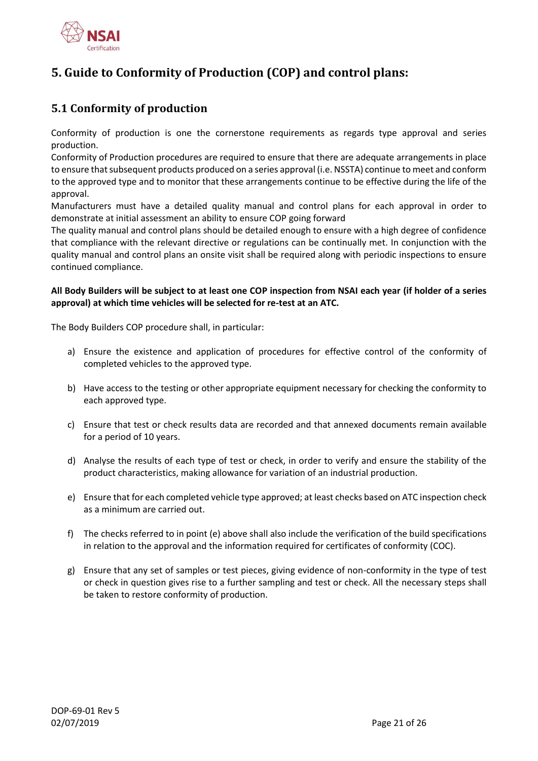# 5. Guide to Conformity of Production (COP) and control plans:

## 5.1 Conformity of production

Conformity of production is one the cornerstone requirements as regards type approval and series production.

Conformity of Production procedures are required to ensure that there are adequate arrangements in place to ensure that subsequent products produced on a series approval (i.e. NSSTA) continue to meet and conform to the approved type and to monitor that these arrangements continue to be effective during the life of the approval.

Manufacturers must have a detailed quality manual and control plans for each approval in order to demonstrate at initial assessment an ability to ensure COP going forward

The quality manual and control plans should be detailed enough to ensure with a high degree of confidence that compliance with the relevant directive or regulations can be continually met. In conjunction with the quality manual and control plans an onsite visit shall be required along with periodic inspections to ensure continued compliance.

**All Body Builders will be subject to at least one COP inspection from NSAI each year (if holder of a series approval) at which time vehicles will be selected for re-test at an ATC.**

The Body Builders COP procedure shall, in particular:

a) Ensure the existence and application of procedures for effective control of the conformity of completed vehicles to the approved type.

b) Have access to the testing or other appropriate equipment necessary for checking the conformity to each approved type.

c) Ensure that test or check results data are recorded and that annexed documents remain available for a period of 10 years.

d) Analyse the results of each type of test or check, in order to verify and ensure the stability of the product characteristics, making allowance for variation of an industrial production.

e) Ensure that for each completed vehicle type approved; at least checks based on ATC inspection check as a minimum are carried out.

f) The checks referred to in point (e) above shall also include the verification of the build specifications in relation to the approval and the information required for certificates of conformity (COC).

g) Ensure that any set of samples or test pieces, giving evidence of non-conformity in the type of test or check in question gives rise to a further sampling and test or check. All the necessary steps shall be taken to restore conformity of production.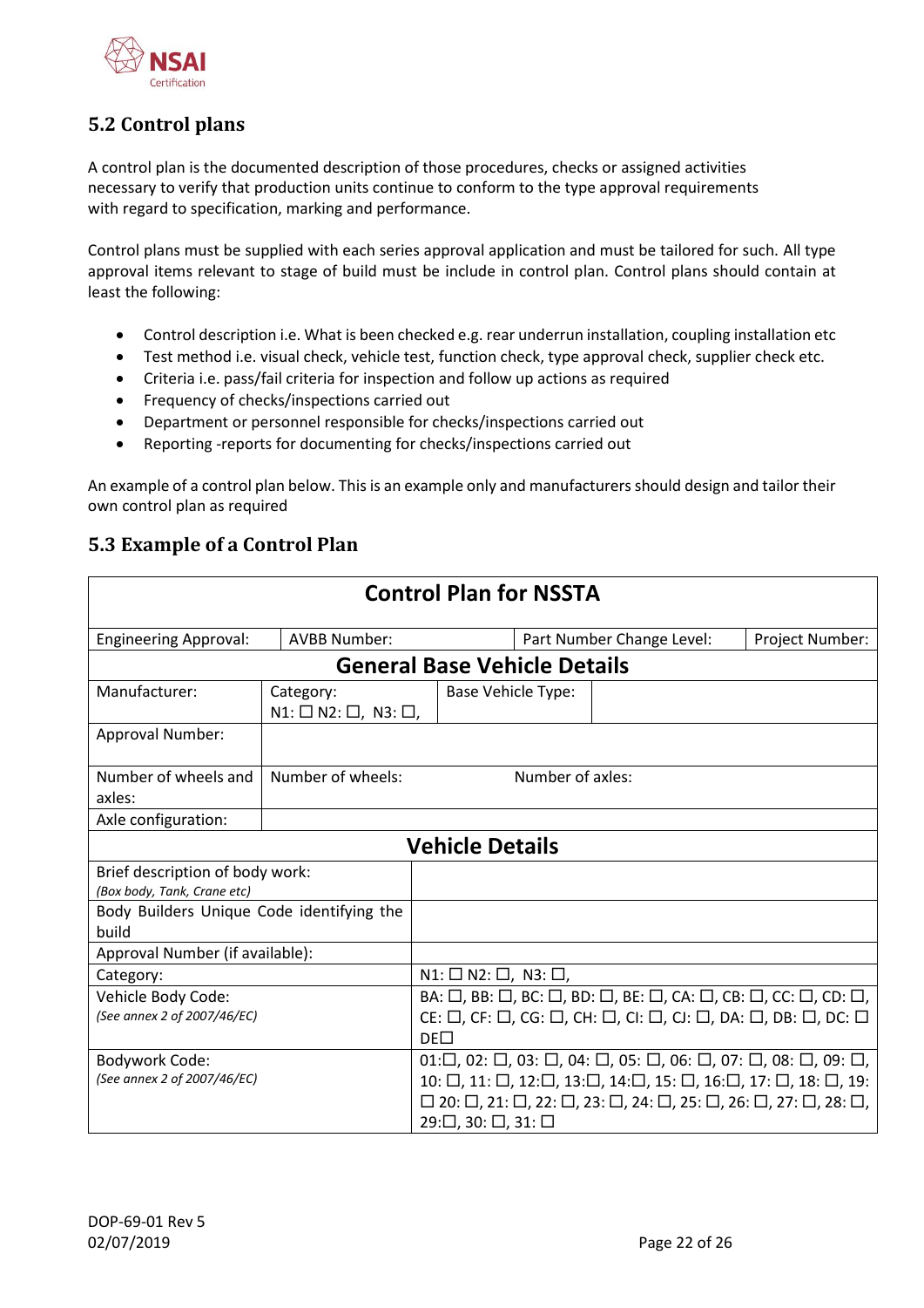## 5.2 Control plans

A control plan is the documented description of those procedures, checks or assigned activities necessary to verify that production units continue to conform to the type approval requirements with regard to specification, marking and performance.

Control plans must be supplied with each series approval application and must be tailored for such. All type approval items relevant to stage of build must be include in control plan. Control plans should contain at least the following:

- Control description i.e. What is been checked e.g. rear underrun installation, coupling installation etc
- Test method i.e. visual check, vehicle test, function check, type approval check, supplier check etc.
- Criteria i.e. pass/fail criteria for inspection and follow up actions as required
- Frequency of checks/inspections carried out
- Department or personnel responsible for checks/inspections carried out
- Reporting -reports for documenting for checks/inspections carried out

An example of a control plan below. This is an example only and manufacturers should design and tailor their own control plan as required

## 5.3 Example of a Control Plan

| **Control Plan for NSSTA** | | | |
|---|---|---|---|
| Engineering Approval: | AVBB Number: | Part Number Change Level: | Project Number: |
| **General Base Vehicle Details** | | | |
| Manufacturer: | Category: N1: ☐ N2: ☐, N3: ☐, | Base Vehicle Type: | |
| Approval Number: | | | |
| Number of wheels and axles: | Number of wheels: | Number of axles: | |
| Axle configuration: | | | |
| **Vehicle Details** | | | |
| Brief description of body work: *(Box body, Tank, Crane etc)* | | | |
| Body Builders Unique Code identifying the build | | | |
| Approval Number (if available): | | | |
| Category: | N1: ☐ N2: ☐, N3: ☐, | | |
| Vehicle Body Code: *(See annex 2 of 2007/46/EC)* | BA: ☐, BB: ☐, BC: ☐, BD: ☐, BE: ☐, CA: ☐, CB: ☐, CC: ☐, CD: ☐, CE: ☐, CF: ☐, CG: ☐, CH: ☐, CI: ☐, CJ: ☐, DA: ☐, DB: ☐, DC: ☐ DE☐ | | |
| Bodywork Code: *(See annex 2 of 2007/46/EC)* | 01:☐, 02: ☐, 03: ☐, 04: ☐, 05: ☐, 06: ☐, 07: ☐, 08: ☐, 09: ☐, 10: ☐, 11: ☐, 12:☐, 13:☐, 14:☐, 15: ☐, 16:☐, 17: ☐, 18: ☐, 19: ☐ 20: ☐, 21: ☐, 22: ☐, 23: ☐, 24: ☐, 25: ☐, 26: ☐, 27: ☐, 28: ☐, 29:☐, 30: ☐, 31: ☐ | | |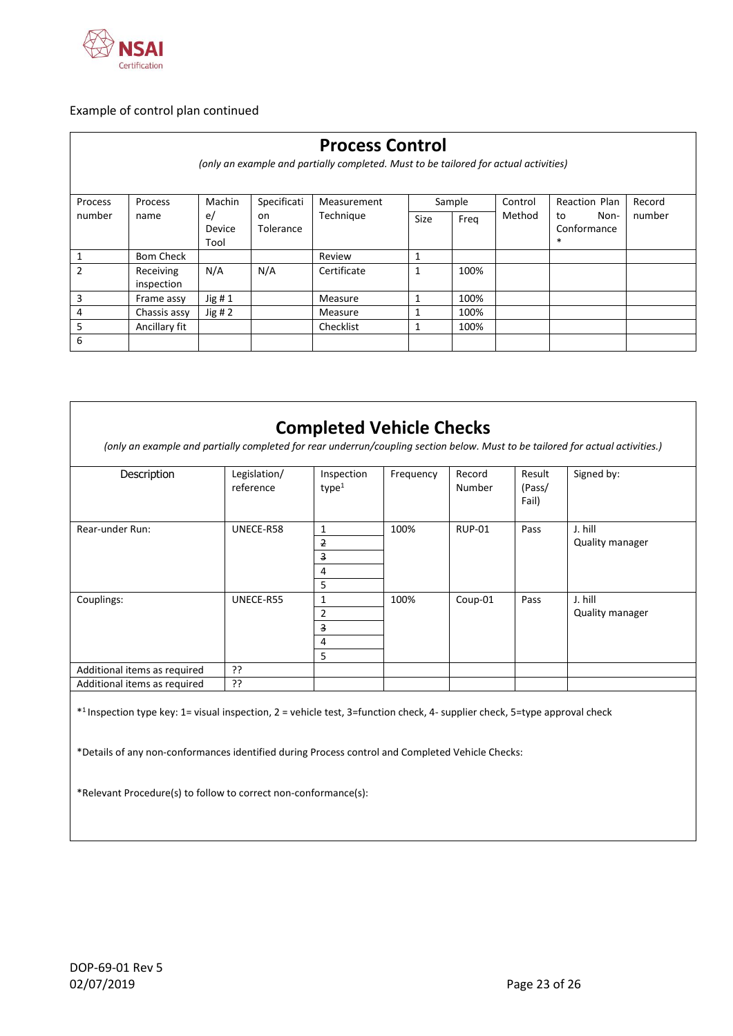Example of control plan continued

## Process Control

*(only an example and partially completed. Must to be tailored for actual activities)*

| Process number | Process name | Machine/ Device Tool | Specification Tolerance | Measurement Technique | Sample | | Control Method | Reaction Plan to Non-Conformance * | Record number |
|---|---|---|---|---|---|---|---|---|---|
| | | | | | Size | Freq | | | |
| 1 | Bom Check | | | Review | 1 | | | | |
| 2 | Receiving inspection | N/A | N/A | Certificate | 1 | 100% | | | |
| 3 | Frame assy | Jig # 1 | | Measure | 1 | 100% | | | |
| 4 | Chassis assy | Jig # 2 | | Measure | 1 | 100% | | | |
| 5 | Ancillary fit | | | Checklist | 1 | 100% | | | |
| 6 | | | | | | | | | |

## Completed Vehicle Checks

*(only an example and partially completed for rear underrun/coupling section below. Must to be tailored for actual activities.)*

| Description | Legislation/ reference | Inspection type[1] | Frequency | Record Number | Result (Pass/ Fail) | Signed by: |
|---|---|---|---|---|---|---|
| Rear-under Run: | UNECE-R58 | 1<br>~~2~~<br>~~3~~<br>4<br>5 | 100% | RUP-01 | Pass | J. hill<br>Quality manager |
| Couplings: | UNECE-R55 | 1<br>2<br>~~3~~<br>4<br>5 | 100% | Coup-01 | Pass | J. hill<br>Quality manager |
| Additional items as required | ?? | | | | | |
| Additional items as required | ?? | | | | | |

*[1] Inspection type key: 1= visual inspection, 2 = vehicle test, 3=function check, 4- supplier check, 5=type approval check

*Details of any non-conformances identified during Process control and Completed Vehicle Checks:

*Relevant Procedure(s) to follow to correct non-conformance(s):

DOP-69-01 Rev 5
02/07/2019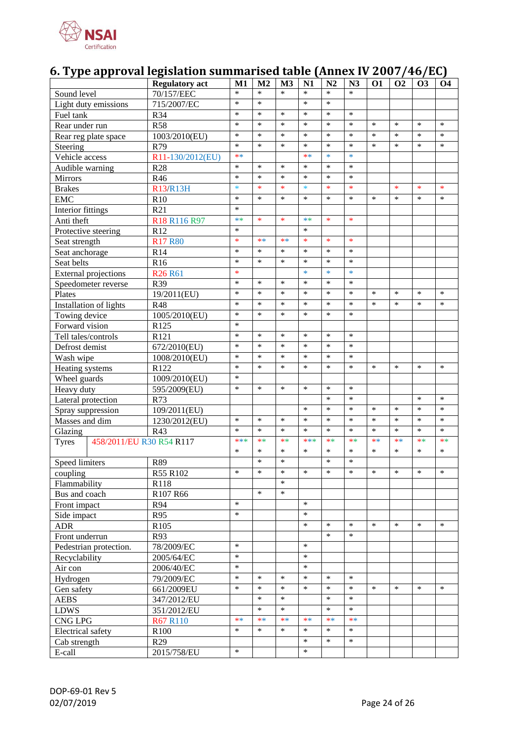# 6. Type approval legislation summarised table (Annex IV 2007/46/EC)

| | Regulatory act | M1 | M2 | M3 | N1 | N2 | N3 | O1 | O2 | O3 | O4 |
|---|---|---|---|---|---|---|---|---|---|---|---|
| Sound level | 70/157/EEC | * | * | * | * | * | * | | | | |
| Light duty emissions | 715/2007/EC | * | * | | * | * | | | | | |
| Fuel tank | R34 | * | * | * | * | * | * | | | | |
| Rear under run | R58 | * | * | * | * | * | * | * | * | * | * |
| Rear reg plate space | 1003/2010(EU) | * | * | * | * | * | * | * | * | * | * |
| Steering | R79 | * | * | * | * | * | * | * | * | * | * |
| Vehicle access | R11-130/2012(EU) | ** | | | ** | * | * | | | | |
| Audible warning | R28 | * | * | * | * | * | * | | | | |
| Mirrors | R46 | * | * | * | * | * | * | | | | |
| Brakes | R13/R13H | * | * | * | * | * | * | | * | * | * |
| EMC | R10 | * | * | * | * | * | * | * | * | * | * |
| Interior fittings | R21 | * | | | | | | | | | |
| Anti theft | R18 R116 R97 | ** | * | * | ** | * | * | | | | |
| Protective steering | R12 | * | | | * | | | | | | |
| Seat strength | R17 R80 | * | ** | ** | * | * | * | | | | |
| Seat anchorage | R14 | * | * | * | * | * | * | | | | |
| Seat belts | R16 | * | * | * | * | * | * | | | | |
| External projections | R26 R61 | * | | | * | * | * | | | | |
| Speedometer reverse | R39 | * | * | * | * | * | * | | | | |
| Plates | 19/2011(EU) | * | * | * | * | * | * | * | * | * | * |
| Installation of lights | R48 | * | * | * | * | * | * | * | * | * | * |
| Towing device | 1005/2010(EU) | * | * | * | * | * | * | | | | |
| Forward vision | R125 | * | | | | | | | | | |
| Tell tales/controls | R121 | * | * | * | * | * | * | | | | |
| Defrost demist | 672/2010(EU) | * | * | * | * | * | * | | | | |
| Wash wipe | 1008/2010(EU) | * | * | * | * | * | * | | | | |
| Heating systems | R122 | * | * | * | * | * | * | * | * | * | * |
| Wheel guards | 1009/2010(EU) | * | | | | | | | | | |
| Heavy duty | 595/2009(EU) | * | * | * | * | * | * | | | | |
| Lateral protection | R73 | | | | | * | * | | | * | * |
| Spray suppression | 109/2011(EU) | | | | * | * | * | * | * | * | * |
| Masses and dim | 1230/2012(EU) | * | * | * | * | * | * | * | * | * | * |
| Glazing | R43 | * | * | * | * | * | * | * | * | * | * |
| Tyres | 458/2011/EU R30 R54 R117 | *** * | ** * | ** * | *** * | ** * | ** * | ** * | ** * | ** * | ** * |
| Speed limiters | R89 | | * | * | | * | * | | | | |
| coupling | R55 R102 | * | * | * | * | * | * | * | * | * | * |
| Flammability | R118 | | | * | | | | | | | |
| Bus and coach | R107 R66 | | * | * | | | | | | | |
| Front impact | R94 | * | | | * | | | | | | |
| Side impact | R95 | * | | | * | | | | | | |
| ADR | R105 | | | | * | * | * | * | * | * | * |
| Front underrun | R93 | | | | | * | * | | | | |
| Pedestrian protection. | 78/2009/EC | * | | | * | | | | | | |
| Recyclability | 2005/64/EC | * | | | * | | | | | | |
| Air con | 2006/40/EC | * | | | * | | | | | | |
| Hydrogen | 79/2009/EC | * | * | * | * | * | * | | | | |
| Gen safety | 661/2009EU | * | * | * | * | * | * | * | * | * | * |
| AEBS | 347/2012/EU | | * | * | | * | * | | | | |
| LDWS | 351/2012/EU | | * | * | | * | * | | | | |
| CNG LPG | R67 R110 | ** | ** | ** | ** | ** | ** | | | | |
| Electrical safety | R100 | * | * | * | * | * | * | | | | |
| Cab strength | R29 | | | | * | * | * | | | | |
| E-call | 2015/758/EU | * | | | * | | | | | | |

DOP-69-01 Rev 5
02/07/2019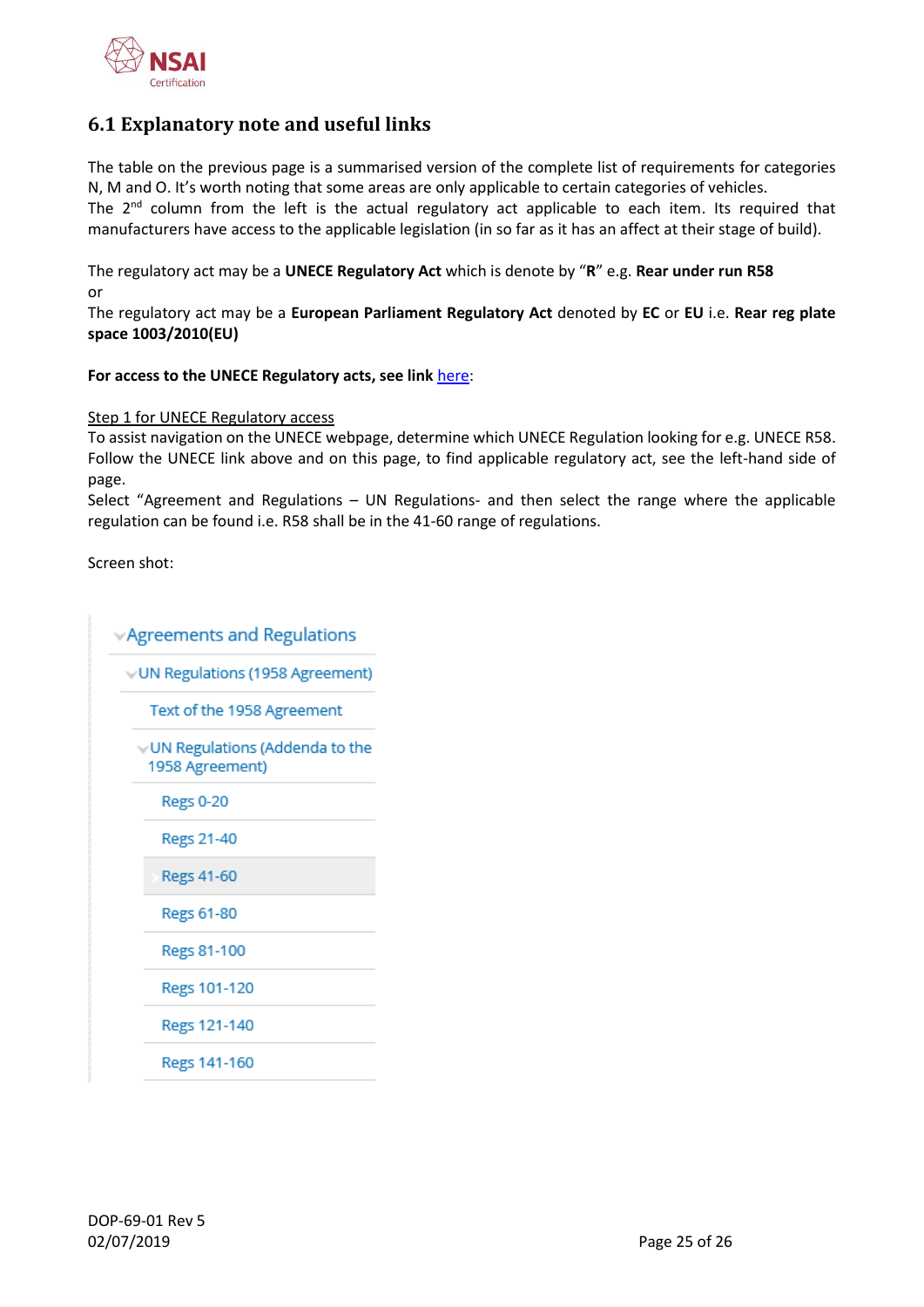## 6.1 Explanatory note and useful links

The table on the previous page is a summarised version of the complete list of requirements for categories N, M and O. It's worth noting that some areas are only applicable to certain categories of vehicles.
The 2[nd] column from the left is the actual regulatory act applicable to each item. Its required that manufacturers have access to the applicable legislation (in so far as it has an affect at their stage of build).

The regulatory act may be a **UNECE Regulatory Act** which is denote by "**R**" e.g. **Rear under run R58**
or
The regulatory act may be a **European Parliament Regulatory Act** denoted by **EC** or **EU** i.e. **Rear reg plate space 1003/2010(EU)**

**For access to the UNECE Regulatory acts, see link** here:

Step 1 for UNECE Regulatory access
To assist navigation on the UNECE webpage, determine which UNECE Regulation looking for e.g. UNECE R58. Follow the UNECE link above and on this page, to find applicable regulatory act, see the left-hand side of page.
Select "Agreement and Regulations – UN Regulations- and then select the range where the applicable regulation can be found i.e. R58 shall be in the 41-60 range of regulations.

Screen shot:

- Agreements and Regulations
  - UN Regulations (1958 Agreement)
    - Text of the 1958 Agreement
    - UN Regulations (Addenda to the 1958 Agreement)
      - Regs 0-20
      - Regs 21-40
      - Regs 41-60
      - Regs 61-80
      - Regs 81-100
      - Regs 101-120
      - Regs 121-140
      - Regs 141-160

DOP-69-01 Rev 5
02/07/2019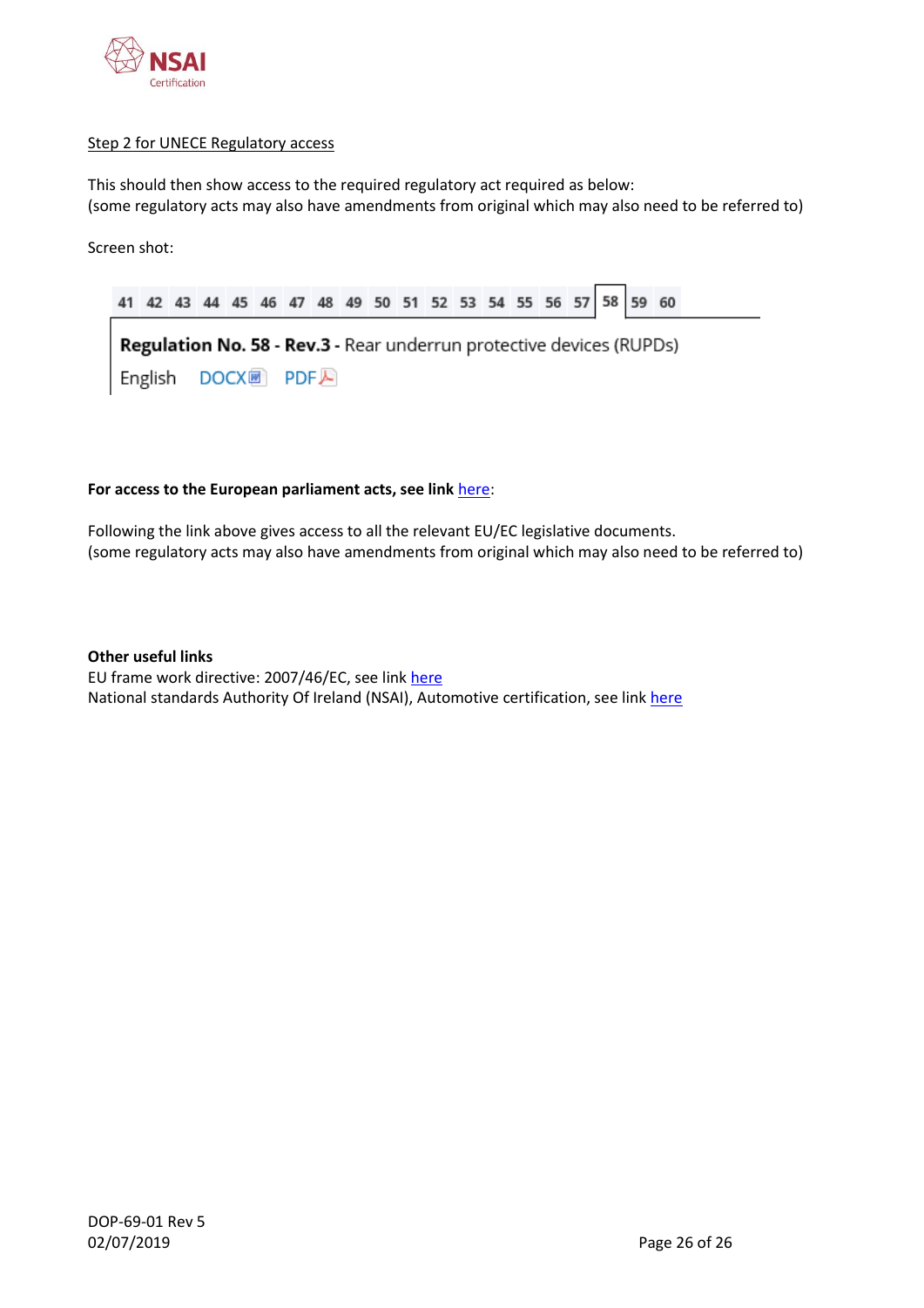Step 2 for UNECE Regulatory access

This should then show access to the required regulatory act required as below:
(some regulatory acts may also have amendments from original which may also need to be referred to)

Screen shot:

41 42 43 44 45 46 47 48 49 50 51 52 53 54 55 56 57 58 59 60

**Regulation No. 58 - Rev.3 -** Rear underrun protective devices (RUPDs)

English DOCX PDF

**For access to the European parliament acts, see link here:**

Following the link above gives access to all the relevant EU/EC legislative documents.
(some regulatory acts may also have amendments from original which may also need to be referred to)

**Other useful links**

EU frame work directive: 2007/46/EC, see link here
National standards Authority Of Ireland (NSAI), Automotive certification, see link here

DOP-69-01 Rev 5
02/07/2019